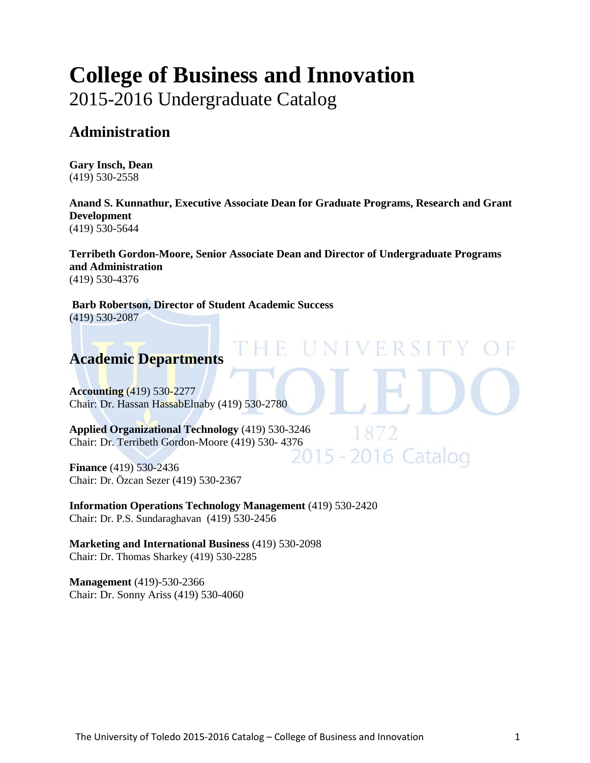# College of Business and Innovation

2015-2016 Undergraduate Catalog

## Administration

**Gary Insch, Dean**
(419) 530-2558

**Anand S. Kunnathur, Executive Associate Dean for Graduate Programs, Research and Grant Development**
(419) 530-5644

**Terribeth Gordon-Moore, Senior Associate Dean and Director of Undergraduate Programs and Administration**
(419) 530-4376

**Barb Robertson, Director of Student Academic Success**
(419) 530-2087

## Academic Departments

**Accounting** (419) 530-2277
Chair: Dr. Hassan HassabElnaby (419) 530-2780

**Applied Organizational Technology** (419) 530-3246
Chair: Dr. Terribeth Gordon-Moore (419) 530- 4376

**Finance** (419) 530-2436
Chair: Dr. Özcan Sezer (419) 530-2367

**Information Operations Technology Management** (419) 530-2420
Chair: Dr. P.S. Sundaraghavan (419) 530-2456

**Marketing and International Business** (419) 530-2098
Chair: Dr. Thomas Sharkey (419) 530-2285

**Management** (419)-530-2366
Chair: Dr. Sonny Ariss (419) 530-4060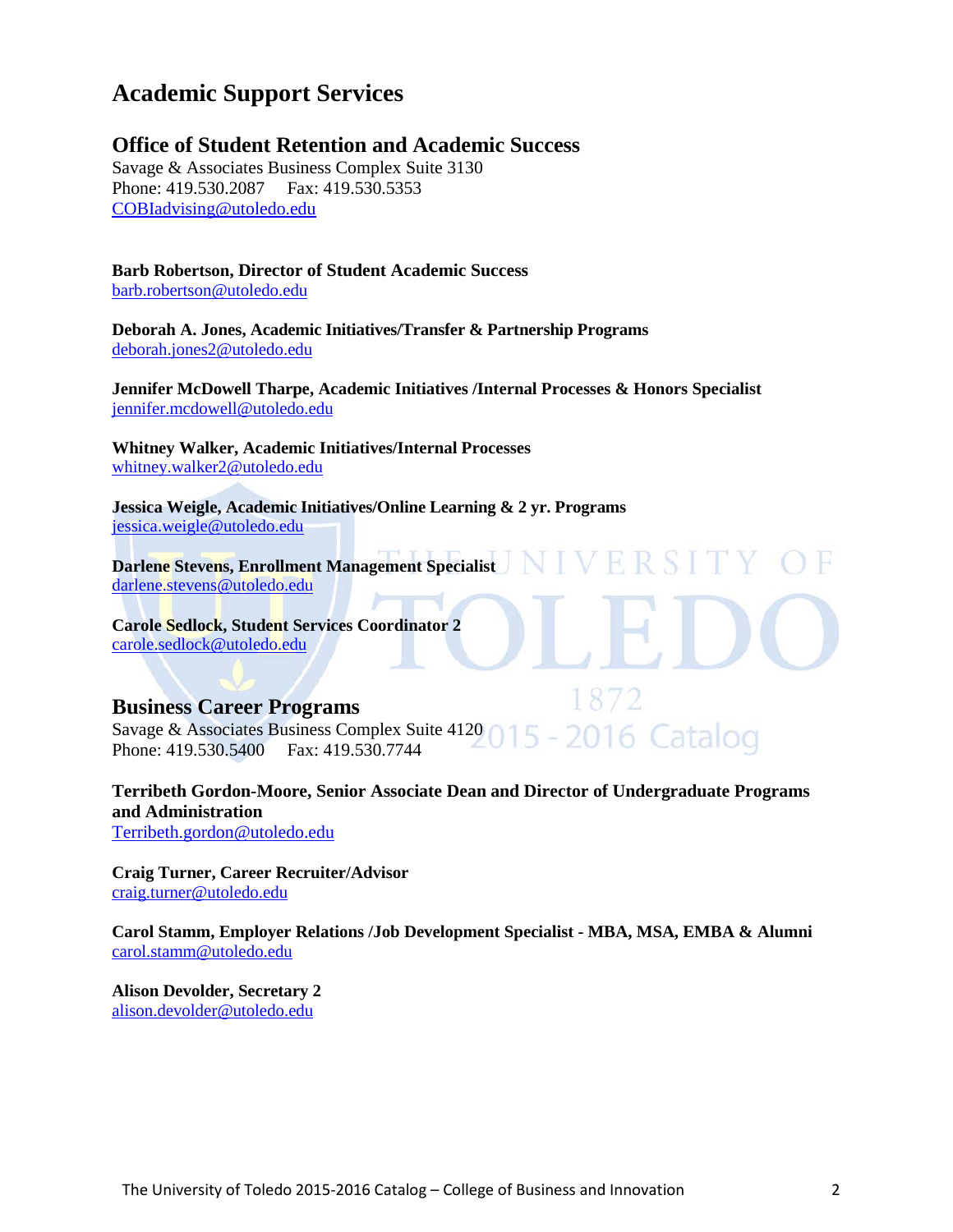# Academic Support Services

## Office of Student Retention and Academic Success

Savage & Associates Business Complex Suite 3130
Phone: 419.530.2087 Fax: 419.530.5353
COBIadvising@utoledo.edu

**Barb Robertson, Director of Student Academic Success**
barb.robertson@utoledo.edu

**Deborah A. Jones, Academic Initiatives/Transfer & Partnership Programs**
deborah.jones2@utoledo.edu

**Jennifer McDowell Tharpe, Academic Initiatives /Internal Processes & Honors Specialist**
jennifer.mcdowell@utoledo.edu

**Whitney Walker, Academic Initiatives/Internal Processes**
whitney.walker2@utoledo.edu

**Jessica Weigle, Academic Initiatives/Online Learning & 2 yr. Programs**
jessica.weigle@utoledo.edu

**Darlene Stevens, Enrollment Management Specialist**
darlene.stevens@utoledo.edu

**Carole Sedlock, Student Services Coordinator 2**
carole.sedlock@utoledo.edu

## Business Career Programs

Savage & Associates Business Complex Suite 4120
Phone: 419.530.5400 Fax: 419.530.7744

**Terribeth Gordon-Moore, Senior Associate Dean and Director of Undergraduate Programs and Administration**
Terribeth.gordon@utoledo.edu

**Craig Turner, Career Recruiter/Advisor**
craig.turner@utoledo.edu

**Carol Stamm, Employer Relations /Job Development Specialist - MBA, MSA, EMBA & Alumni**
carol.stamm@utoledo.edu

**Alison Devolder, Secretary 2**
alison.devolder@utoledo.edu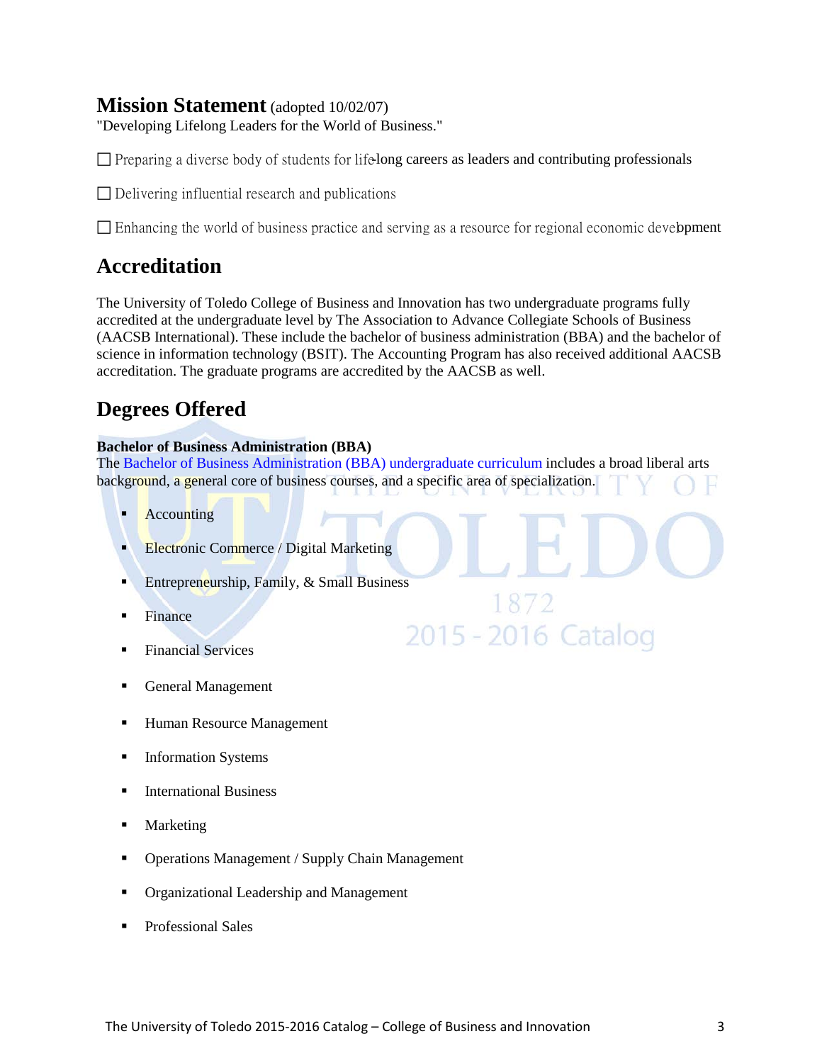## Mission Statement (adopted 10/02/07)

"Developing Lifelong Leaders for the World of Business."

☐ Preparing a diverse body of students for life-long careers as leaders and contributing professionals

☐ Delivering influential research and publications

☐ Enhancing the world of business practice and serving as a resource for regional economic development

## Accreditation

The University of Toledo College of Business and Innovation has two undergraduate programs fully accredited at the undergraduate level by The Association to Advance Collegiate Schools of Business (AACSB International). These include the bachelor of business administration (BBA) and the bachelor of science in information technology (BSIT). The Accounting Program has also received additional AACSB accreditation. The graduate programs are accredited by the AACSB as well.

## Degrees Offered

**Bachelor of Business Administration (BBA)**

The Bachelor of Business Administration (BBA) undergraduate curriculum includes a broad liberal arts background, a general core of business courses, and a specific area of specialization.

- Accounting
- Electronic Commerce / Digital Marketing
- Entrepreneurship, Family, & Small Business
- Finance
- Financial Services
- General Management
- Human Resource Management
- Information Systems
- International Business
- Marketing
- Operations Management / Supply Chain Management
- Organizational Leadership and Management
- Professional Sales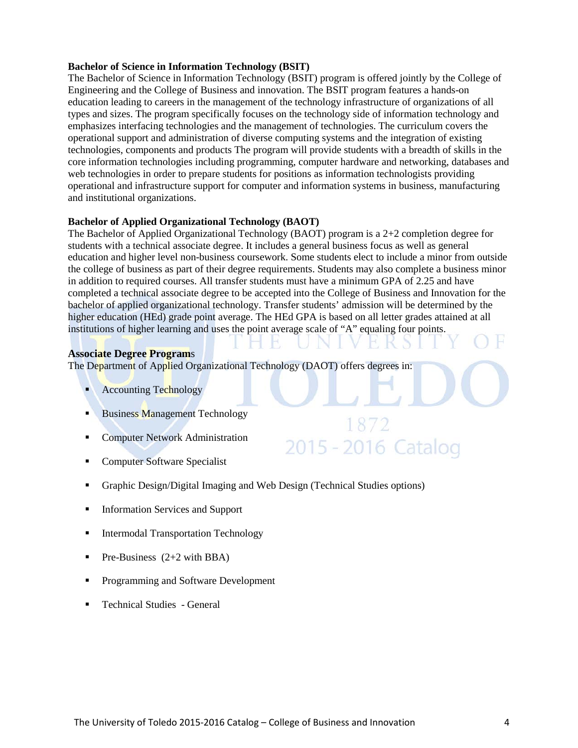**Bachelor of Science in Information Technology (BSIT)**

The Bachelor of Science in Information Technology (BSIT) program is offered jointly by the College of Engineering and the College of Business and innovation. The BSIT program features a hands-on education leading to careers in the management of the technology infrastructure of organizations of all types and sizes. The program specifically focuses on the technology side of information technology and emphasizes interfacing technologies and the management of technologies. The curriculum covers the operational support and administration of diverse computing systems and the integration of existing technologies, components and products The program will provide students with a breadth of skills in the core information technologies including programming, computer hardware and networking, databases and web technologies in order to prepare students for positions as information technologists providing operational and infrastructure support for computer and information systems in business, manufacturing and institutional organizations.

**Bachelor of Applied Organizational Technology (BAOT)**

The Bachelor of Applied Organizational Technology (BAOT) program is a 2+2 completion degree for students with a technical associate degree. It includes a general business focus as well as general education and higher level non-business coursework. Some students elect to include a minor from outside the college of business as part of their degree requirements. Students may also complete a business minor in addition to required courses. All transfer students must have a minimum GPA of 2.25 and have completed a technical associate degree to be accepted into the College of Business and Innovation for the bachelor of applied organizational technology. Transfer students' admission will be determined by the higher education (HEd) grade point average. The HEd GPA is based on all letter grades attained at all institutions of higher learning and uses the point average scale of "A" equaling four points.

**Associate Degree Programs**

The Department of Applied Organizational Technology (DAOT) offers degrees in:

- Accounting Technology
- Business Management Technology
- Computer Network Administration
- Computer Software Specialist
- Graphic Design/Digital Imaging and Web Design (Technical Studies options)
- Information Services and Support
- Intermodal Transportation Technology
- Pre-Business (2+2 with BBA)
- Programming and Software Development
- Technical Studies - General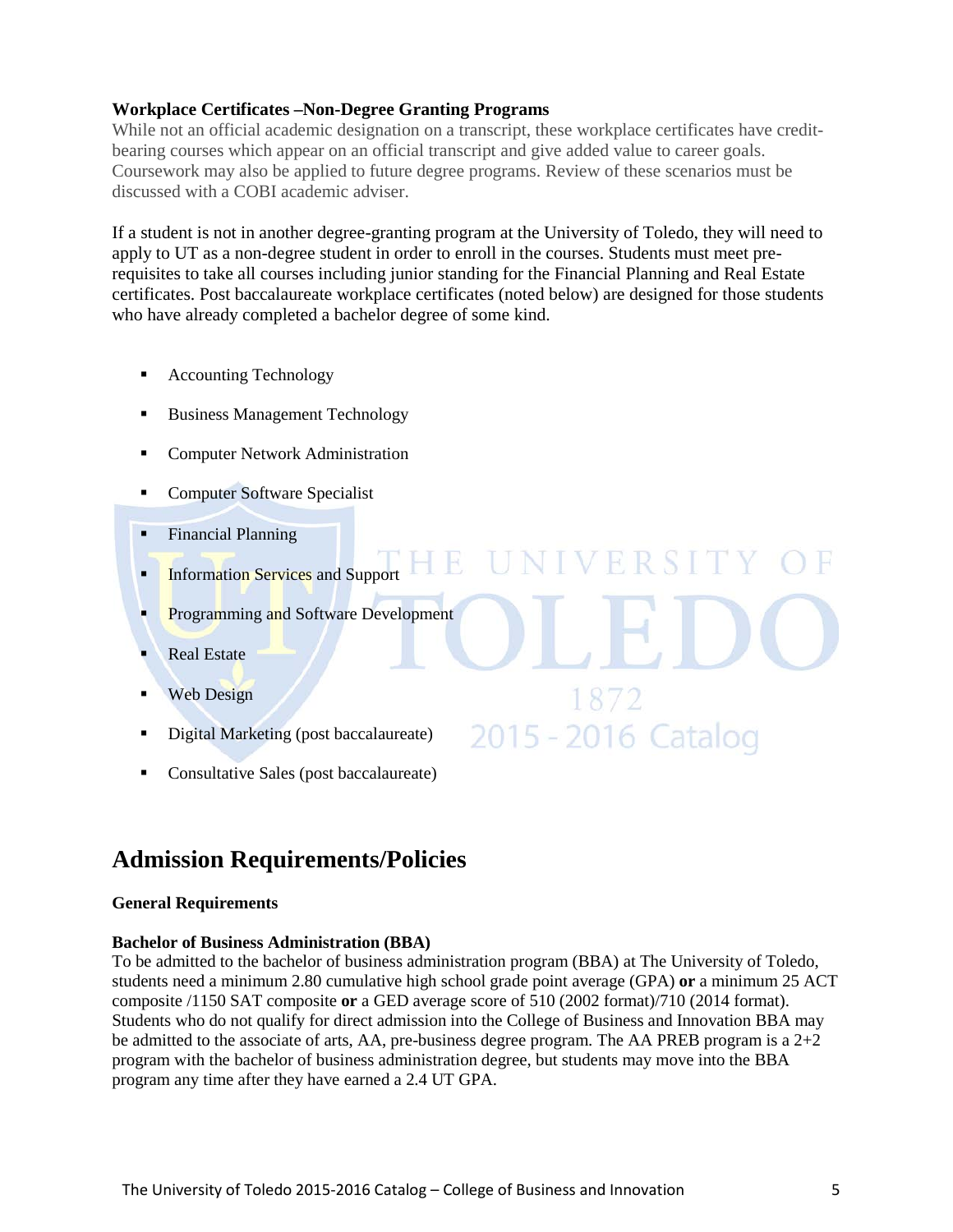**Workplace Certificates –Non-Degree Granting Programs**

While not an official academic designation on a transcript, these workplace certificates have credit-bearing courses which appear on an official transcript and give added value to career goals. Coursework may also be applied to future degree programs. Review of these scenarios must be discussed with a COBI academic adviser.

If a student is not in another degree-granting program at the University of Toledo, they will need to apply to UT as a non-degree student in order to enroll in the courses. Students must meet pre-requisites to take all courses including junior standing for the Financial Planning and Real Estate certificates. Post baccalaureate workplace certificates (noted below) are designed for those students who have already completed a bachelor degree of some kind.

- Accounting Technology
- Business Management Technology
- Computer Network Administration
- Computer Software Specialist
- Financial Planning
- Information Services and Support
- Programming and Software Development
- Real Estate
- Web Design
- Digital Marketing (post baccalaureate)
- Consultative Sales (post baccalaureate)

## Admission Requirements/Policies

**General Requirements**

**Bachelor of Business Administration (BBA)**

To be admitted to the bachelor of business administration program (BBA) at The University of Toledo, students need a minimum 2.80 cumulative high school grade point average (GPA) **or** a minimum 25 ACT composite /1150 SAT composite **or** a GED average score of 510 (2002 format)/710 (2014 format). Students who do not qualify for direct admission into the College of Business and Innovation BBA may be admitted to the associate of arts, AA, pre-business degree program. The AA PREB program is a 2+2 program with the bachelor of business administration degree, but students may move into the BBA program any time after they have earned a 2.4 UT GPA.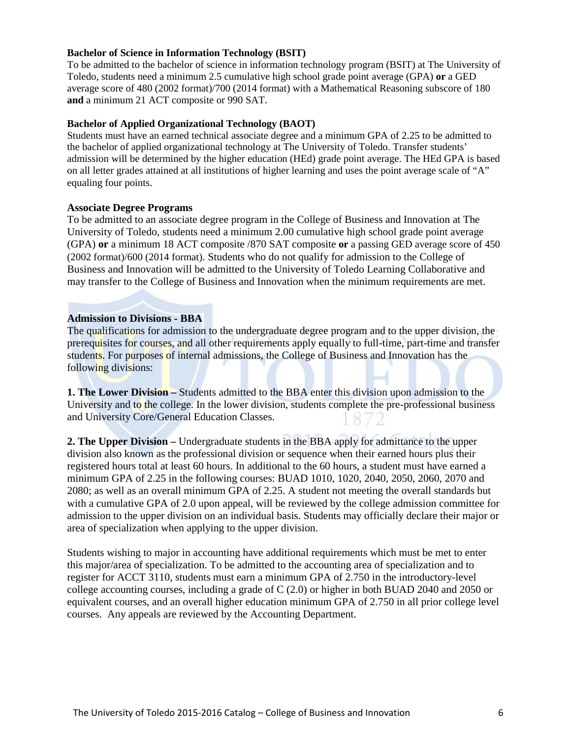**Bachelor of Science in Information Technology (BSIT)**

To be admitted to the bachelor of science in information technology program (BSIT) at The University of Toledo, students need a minimum 2.5 cumulative high school grade point average (GPA) **or** a GED average score of 480 (2002 format)/700 (2014 format) with a Mathematical Reasoning subscore of 180 **and** a minimum 21 ACT composite or 990 SAT.

**Bachelor of Applied Organizational Technology (BAOT)**

Students must have an earned technical associate degree and a minimum GPA of 2.25 to be admitted to the bachelor of applied organizational technology at The University of Toledo. Transfer students' admission will be determined by the higher education (HEd) grade point average. The HEd GPA is based on all letter grades attained at all institutions of higher learning and uses the point average scale of "A" equaling four points.

**Associate Degree Programs**

To be admitted to an associate degree program in the College of Business and Innovation at The University of Toledo, students need a minimum 2.00 cumulative high school grade point average (GPA) **or** a minimum 18 ACT composite /870 SAT composite **or** a passing GED average score of 450 (2002 format)/600 (2014 format). Students who do not qualify for admission to the College of Business and Innovation will be admitted to the University of Toledo Learning Collaborative and may transfer to the College of Business and Innovation when the minimum requirements are met.

**Admission to Divisions - BBA**

The qualifications for admission to the undergraduate degree program and to the upper division, the prerequisites for courses, and all other requirements apply equally to full-time, part-time and transfer students. For purposes of internal admissions, the College of Business and Innovation has the following divisions:

**1. The Lower Division –** Students admitted to the BBA enter this division upon admission to the University and to the college. In the lower division, students complete the pre-professional business and University Core/General Education Classes.

**2. The Upper Division –** Undergraduate students in the BBA apply for admittance to the upper division also known as the professional division or sequence when their earned hours plus their registered hours total at least 60 hours. In additional to the 60 hours, a student must have earned a minimum GPA of 2.25 in the following courses: BUAD 1010, 1020, 2040, 2050, 2060, 2070 and 2080; as well as an overall minimum GPA of 2.25. A student not meeting the overall standards but with a cumulative GPA of 2.0 upon appeal, will be reviewed by the college admission committee for admission to the upper division on an individual basis. Students may officially declare their major or area of specialization when applying to the upper division.

Students wishing to major in accounting have additional requirements which must be met to enter this major/area of specialization. To be admitted to the accounting area of specialization and to register for ACCT 3110, students must earn a minimum GPA of 2.750 in the introductory-level college accounting courses, including a grade of C (2.0) or higher in both BUAD 2040 and 2050 or equivalent courses, and an overall higher education minimum GPA of 2.750 in all prior college level courses. Any appeals are reviewed by the Accounting Department.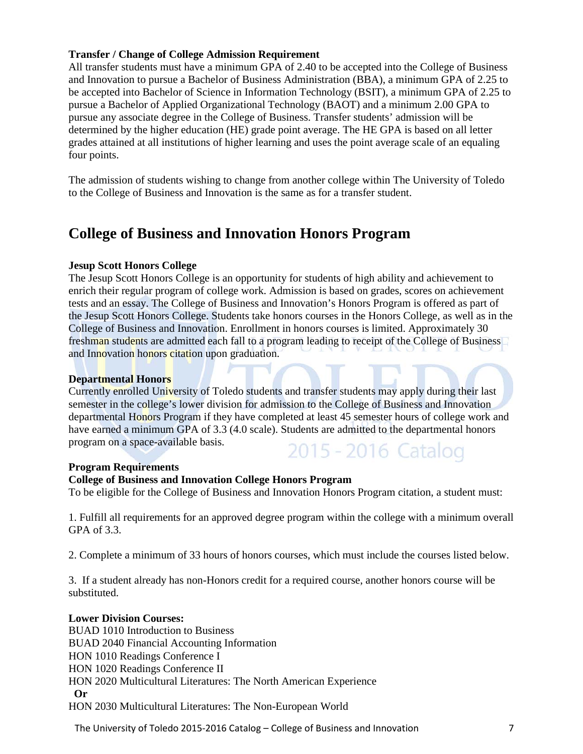**Transfer / Change of College Admission Requirement**

All transfer students must have a minimum GPA of 2.40 to be accepted into the College of Business and Innovation to pursue a Bachelor of Business Administration (BBA), a minimum GPA of 2.25 to be accepted into Bachelor of Science in Information Technology (BSIT), a minimum GPA of 2.25 to pursue a Bachelor of Applied Organizational Technology (BAOT) and a minimum 2.00 GPA to pursue any associate degree in the College of Business. Transfer students' admission will be determined by the higher education (HE) grade point average. The HE GPA is based on all letter grades attained at all institutions of higher learning and uses the point average scale of an equaling four points.

The admission of students wishing to change from another college within The University of Toledo to the College of Business and Innovation is the same as for a transfer student.

## College of Business and Innovation Honors Program

**Jesup Scott Honors College**

The Jesup Scott Honors College is an opportunity for students of high ability and achievement to enrich their regular program of college work. Admission is based on grades, scores on achievement tests and an essay. The College of Business and Innovation's Honors Program is offered as part of the Jesup Scott Honors College. Students take honors courses in the Honors College, as well as in the College of Business and Innovation. Enrollment in honors courses is limited. Approximately 30 freshman students are admitted each fall to a program leading to receipt of the College of Business and Innovation honors citation upon graduation.

**Departmental Honors**

Currently enrolled University of Toledo students and transfer students may apply during their last semester in the college's lower division for admission to the College of Business and Innovation departmental Honors Program if they have completed at least 45 semester hours of college work and have earned a minimum GPA of 3.3 (4.0 scale). Students are admitted to the departmental honors program on a space-available basis.

**Program Requirements**

**College of Business and Innovation College Honors Program**

To be eligible for the College of Business and Innovation Honors Program citation, a student must:

1. Fulfill all requirements for an approved degree program within the college with a minimum overall GPA of 3.3.

2. Complete a minimum of 33 hours of honors courses, which must include the courses listed below.

3. If a student already has non-Honors credit for a required course, another honors course will be substituted.

**Lower Division Courses:**

BUAD 1010 Introduction to Business
BUAD 2040 Financial Accounting Information
HON 1010 Readings Conference I
HON 1020 Readings Conference II
HON 2020 Multicultural Literatures: The North American Experience
**Or**
HON 2030 Multicultural Literatures: The Non-European World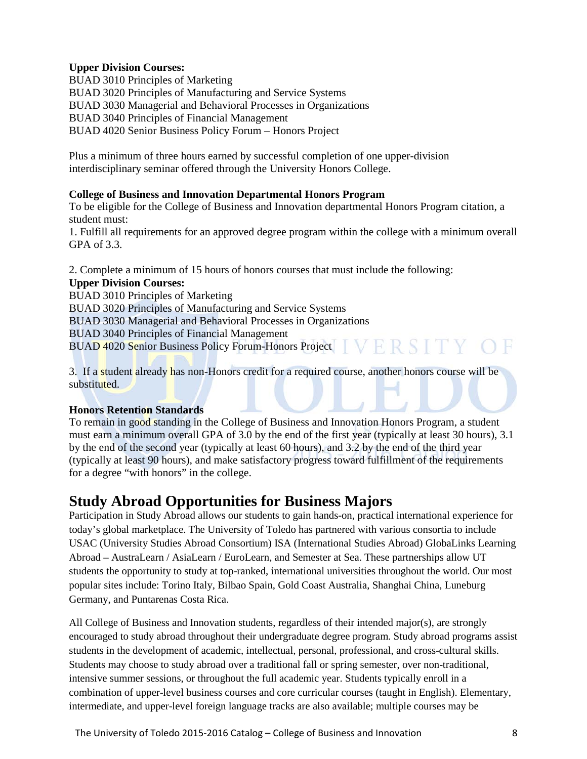**Upper Division Courses:**
BUAD 3010 Principles of Marketing
BUAD 3020 Principles of Manufacturing and Service Systems
BUAD 3030 Managerial and Behavioral Processes in Organizations
BUAD 3040 Principles of Financial Management
BUAD 4020 Senior Business Policy Forum – Honors Project

Plus a minimum of three hours earned by successful completion of one upper-division interdisciplinary seminar offered through the University Honors College.

**College of Business and Innovation Departmental Honors Program**

To be eligible for the College of Business and Innovation departmental Honors Program citation, a student must:

1. Fulfill all requirements for an approved degree program within the college with a minimum overall GPA of 3.3.

2. Complete a minimum of 15 hours of honors courses that must include the following:

**Upper Division Courses:**
BUAD 3010 Principles of Marketing
BUAD 3020 Principles of Manufacturing and Service Systems
BUAD 3030 Managerial and Behavioral Processes in Organizations
BUAD 3040 Principles of Financial Management
BUAD 4020 Senior Business Policy Forum-Honors Project

3. If a student already has non-Honors credit for a required course, another honors course will be substituted.

**Honors Retention Standards**

To remain in good standing in the College of Business and Innovation Honors Program, a student must earn a minimum overall GPA of 3.0 by the end of the first year (typically at least 30 hours), 3.1 by the end of the second year (typically at least 60 hours), and 3.2 by the end of the third year (typically at least 90 hours), and make satisfactory progress toward fulfillment of the requirements for a degree "with honors" in the college.

## Study Abroad Opportunities for Business Majors

Participation in Study Abroad allows our students to gain hands-on, practical international experience for today's global marketplace. The University of Toledo has partnered with various consortia to include USAC (University Studies Abroad Consortium) ISA (International Studies Abroad) GlobaLinks Learning Abroad – AustraLearn / AsiaLearn / EuroLearn, and Semester at Sea. These partnerships allow UT students the opportunity to study at top-ranked, international universities throughout the world. Our most popular sites include: Torino Italy, Bilbao Spain, Gold Coast Australia, Shanghai China, Luneburg Germany, and Puntarenas Costa Rica.

All College of Business and Innovation students, regardless of their intended major(s), are strongly encouraged to study abroad throughout their undergraduate degree program. Study abroad programs assist students in the development of academic, intellectual, personal, professional, and cross-cultural skills. Students may choose to study abroad over a traditional fall or spring semester, over non-traditional, intensive summer sessions, or throughout the full academic year. Students typically enroll in a combination of upper-level business courses and core curricular courses (taught in English). Elementary, intermediate, and upper-level foreign language tracks are also available; multiple courses may be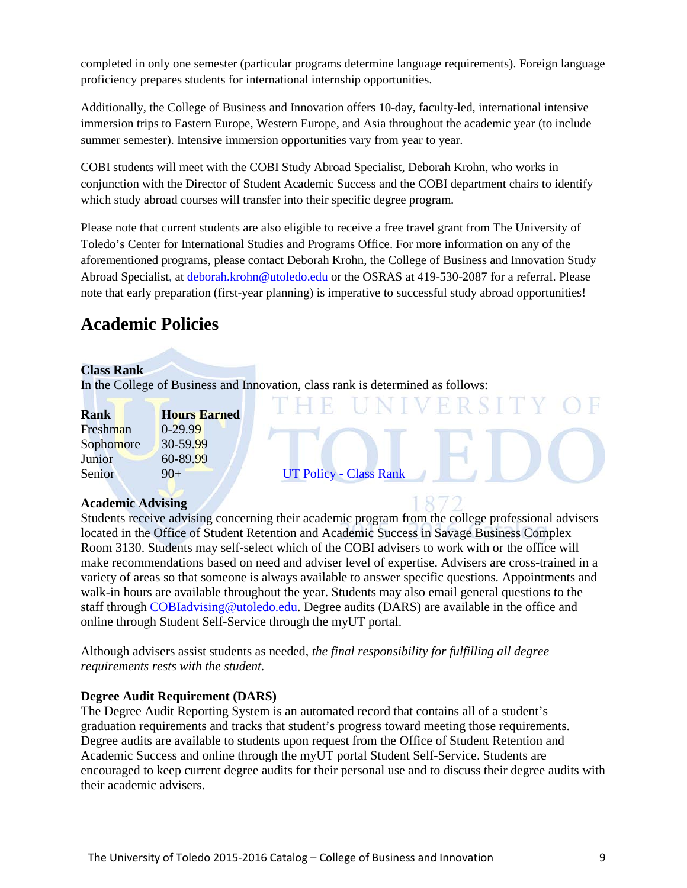completed in only one semester (particular programs determine language requirements). Foreign language proficiency prepares students for international internship opportunities.

Additionally, the College of Business and Innovation offers 10-day, faculty-led, international intensive immersion trips to Eastern Europe, Western Europe, and Asia throughout the academic year (to include summer semester). Intensive immersion opportunities vary from year to year.

COBI students will meet with the COBI Study Abroad Specialist, Deborah Krohn, who works in conjunction with the Director of Student Academic Success and the COBI department chairs to identify which study abroad courses will transfer into their specific degree program.

Please note that current students are also eligible to receive a free travel grant from The University of Toledo's Center for International Studies and Programs Office. For more information on any of the aforementioned programs, please contact Deborah Krohn, the College of Business and Innovation Study Abroad Specialist, at deborah.krohn@utoledo.edu or the OSRAS at 419-530-2087 for a referral. Please note that early preparation (first-year planning) is imperative to successful study abroad opportunities!

## Academic Policies

**Class Rank**

In the College of Business and Innovation, class rank is determined as follows:

| Rank | Hours Earned |
|---|---|
| Freshman | 0-29.99 |
| Sophomore | 30-59.99 |
| Junior | 60-89.99 |
| Senior | 90+ |

UT Policy - Class Rank

**Academic Advising**

Students receive advising concerning their academic program from the college professional advisers located in the Office of Student Retention and Academic Success in Savage Business Complex Room 3130. Students may self-select which of the COBI advisers to work with or the office will make recommendations based on need and adviser level of expertise. Advisers are cross-trained in a variety of areas so that someone is always available to answer specific questions. Appointments and walk-in hours are available throughout the year. Students may also email general questions to the staff through COBIadvising@utoledo.edu. Degree audits (DARS) are available in the office and online through Student Self-Service through the myUT portal.

Although advisers assist students as needed, *the final responsibility for fulfilling all degree requirements rests with the student.*

**Degree Audit Requirement (DARS)**

The Degree Audit Reporting System is an automated record that contains all of a student's graduation requirements and tracks that student's progress toward meeting those requirements. Degree audits are available to students upon request from the Office of Student Retention and Academic Success and online through the myUT portal Student Self-Service. Students are encouraged to keep current degree audits for their personal use and to discuss their degree audits with their academic advisers.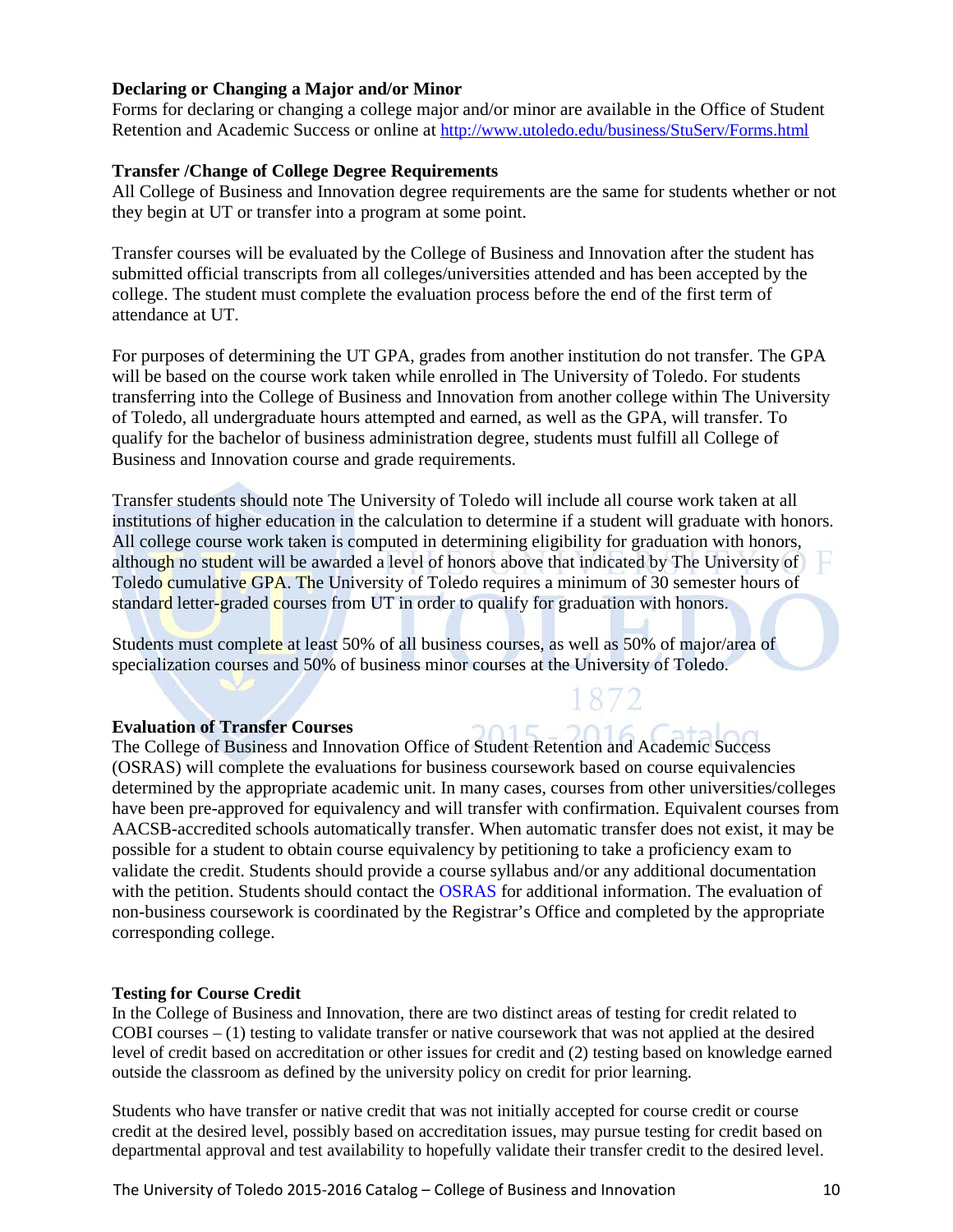### Declaring or Changing a Major and/or Minor

Forms for declaring or changing a college major and/or minor are available in the Office of Student Retention and Academic Success or online at http://www.utoledo.edu/business/StuServ/Forms.html

### Transfer /Change of College Degree Requirements

All College of Business and Innovation degree requirements are the same for students whether or not they begin at UT or transfer into a program at some point.

Transfer courses will be evaluated by the College of Business and Innovation after the student has submitted official transcripts from all colleges/universities attended and has been accepted by the college. The student must complete the evaluation process before the end of the first term of attendance at UT.

For purposes of determining the UT GPA, grades from another institution do not transfer. The GPA will be based on the course work taken while enrolled in The University of Toledo. For students transferring into the College of Business and Innovation from another college within The University of Toledo, all undergraduate hours attempted and earned, as well as the GPA, will transfer. To qualify for the bachelor of business administration degree, students must fulfill all College of Business and Innovation course and grade requirements.

Transfer students should note The University of Toledo will include all course work taken at all institutions of higher education in the calculation to determine if a student will graduate with honors. All college course work taken is computed in determining eligibility for graduation with honors, although no student will be awarded a level of honors above that indicated by The University of Toledo cumulative GPA. The University of Toledo requires a minimum of 30 semester hours of standard letter-graded courses from UT in order to qualify for graduation with honors.

Students must complete at least 50% of all business courses, as well as 50% of major/area of specialization courses and 50% of business minor courses at the University of Toledo.

### Evaluation of Transfer Courses

The College of Business and Innovation Office of Student Retention and Academic Success (OSRAS) will complete the evaluations for business coursework based on course equivalencies determined by the appropriate academic unit. In many cases, courses from other universities/colleges have been pre-approved for equivalency and will transfer with confirmation. Equivalent courses from AACSB-accredited schools automatically transfer. When automatic transfer does not exist, it may be possible for a student to obtain course equivalency by petitioning to take a proficiency exam to validate the credit. Students should provide a course syllabus and/or any additional documentation with the petition. Students should contact the OSRAS for additional information. The evaluation of non-business coursework is coordinated by the Registrar's Office and completed by the appropriate corresponding college.

### Testing for Course Credit

In the College of Business and Innovation, there are two distinct areas of testing for credit related to COBI courses – (1) testing to validate transfer or native coursework that was not applied at the desired level of credit based on accreditation or other issues for credit and (2) testing based on knowledge earned outside the classroom as defined by the university policy on credit for prior learning.

Students who have transfer or native credit that was not initially accepted for course credit or course credit at the desired level, possibly based on accreditation issues, may pursue testing for credit based on departmental approval and test availability to hopefully validate their transfer credit to the desired level.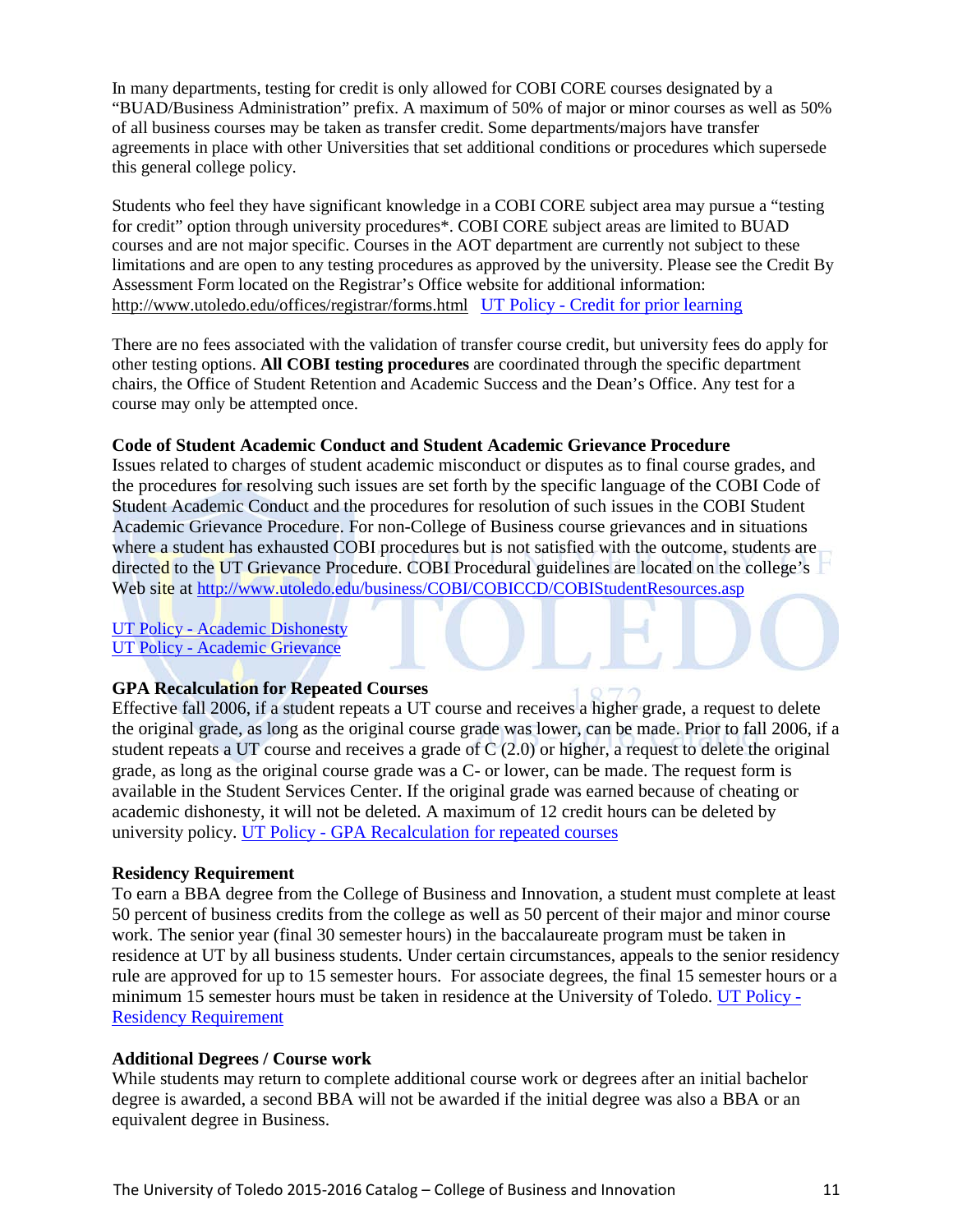In many departments, testing for credit is only allowed for COBI CORE courses designated by a "BUAD/Business Administration" prefix. A maximum of 50% of major or minor courses as well as 50% of all business courses may be taken as transfer credit. Some departments/majors have transfer agreements in place with other Universities that set additional conditions or procedures which supersede this general college policy.

Students who feel they have significant knowledge in a COBI CORE subject area may pursue a "testing for credit" option through university procedures*. COBI CORE subject areas are limited to BUAD courses and are not major specific. Courses in the AOT department are currently not subject to these limitations and are open to any testing procedures as approved by the university. Please see the Credit By Assessment Form located on the Registrar's Office website for additional information: http://www.utoledo.edu/offices/registrar/forms.html UT Policy - Credit for prior learning

There are no fees associated with the validation of transfer course credit, but university fees do apply for other testing options. **All COBI testing procedures** are coordinated through the specific department chairs, the Office of Student Retention and Academic Success and the Dean's Office. Any test for a course may only be attempted once.

### Code of Student Academic Conduct and Student Academic Grievance Procedure

Issues related to charges of student academic misconduct or disputes as to final course grades, and the procedures for resolving such issues are set forth by the specific language of the COBI Code of Student Academic Conduct and the procedures for resolution of such issues in the COBI Student Academic Grievance Procedure. For non-College of Business course grievances and in situations where a student has exhausted COBI procedures but is not satisfied with the outcome, students are directed to the UT Grievance Procedure. COBI Procedural guidelines are located on the college's Web site at http://www.utoledo.edu/business/COBI/COBICCD/COBIStudentResources.asp

UT Policy - Academic Dishonesty
UT Policy - Academic Grievance

### GPA Recalculation for Repeated Courses

Effective fall 2006, if a student repeats a UT course and receives a higher grade, a request to delete the original grade, as long as the original course grade was lower, can be made. Prior to fall 2006, if a student repeats a UT course and receives a grade of C (2.0) or higher, a request to delete the original grade, as long as the original course grade was a C- or lower, can be made. The request form is available in the Student Services Center. If the original grade was earned because of cheating or academic dishonesty, it will not be deleted. A maximum of 12 credit hours can be deleted by university policy. UT Policy - GPA Recalculation for repeated courses

### Residency Requirement

To earn a BBA degree from the College of Business and Innovation, a student must complete at least 50 percent of business credits from the college as well as 50 percent of their major and minor course work. The senior year (final 30 semester hours) in the baccalaureate program must be taken in residence at UT by all business students. Under certain circumstances, appeals to the senior residency rule are approved for up to 15 semester hours. For associate degrees, the final 15 semester hours or a minimum 15 semester hours must be taken in residence at the University of Toledo. UT Policy - Residency Requirement

### Additional Degrees / Course work

While students may return to complete additional course work or degrees after an initial bachelor degree is awarded, a second BBA will not be awarded if the initial degree was also a BBA or an equivalent degree in Business.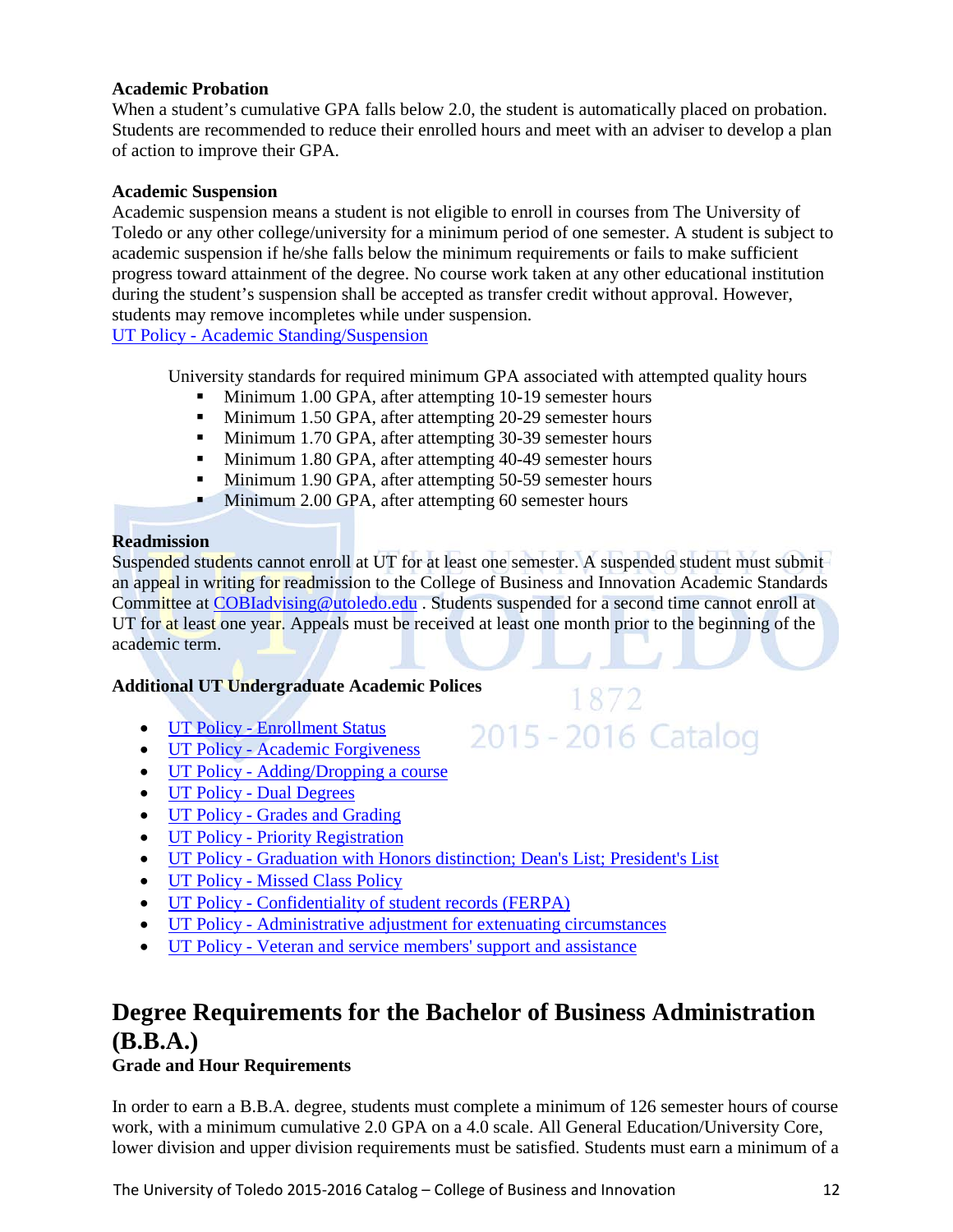### Academic Probation

When a student's cumulative GPA falls below 2.0, the student is automatically placed on probation. Students are recommended to reduce their enrolled hours and meet with an adviser to develop a plan of action to improve their GPA.

### Academic Suspension

Academic suspension means a student is not eligible to enroll in courses from The University of Toledo or any other college/university for a minimum period of one semester. A student is subject to academic suspension if he/she falls below the minimum requirements or fails to make sufficient progress toward attainment of the degree. No course work taken at any other educational institution during the student's suspension shall be accepted as transfer credit without approval. However, students may remove incompletes while under suspension.

UT Policy - Academic Standing/Suspension

University standards for required minimum GPA associated with attempted quality hours

- Minimum 1.00 GPA, after attempting 10-19 semester hours
- Minimum 1.50 GPA, after attempting 20-29 semester hours
- Minimum 1.70 GPA, after attempting 30-39 semester hours
- Minimum 1.80 GPA, after attempting 40-49 semester hours
- Minimum 1.90 GPA, after attempting 50-59 semester hours
- Minimum 2.00 GPA, after attempting 60 semester hours

### Readmission

Suspended students cannot enroll at UT for at least one semester. A suspended student must submit an appeal in writing for readmission to the College of Business and Innovation Academic Standards Committee at COBIadvising@utoledo.edu . Students suspended for a second time cannot enroll at UT for at least one year. Appeals must be received at least one month prior to the beginning of the academic term.

### Additional UT Undergraduate Academic Polices

- UT Policy - Enrollment Status
- UT Policy - Academic Forgiveness
- UT Policy - Adding/Dropping a course
- UT Policy - Dual Degrees
- UT Policy - Grades and Grading
- UT Policy - Priority Registration
- UT Policy - Graduation with Honors distinction; Dean's List; President's List
- UT Policy - Missed Class Policy
- UT Policy - Confidentiality of student records (FERPA)
- UT Policy - Administrative adjustment for extenuating circumstances
- UT Policy - Veteran and service members' support and assistance

## Degree Requirements for the Bachelor of Business Administration (B.B.A.)

### Grade and Hour Requirements

In order to earn a B.B.A. degree, students must complete a minimum of 126 semester hours of course work, with a minimum cumulative 2.0 GPA on a 4.0 scale. All General Education/University Core, lower division and upper division requirements must be satisfied. Students must earn a minimum of a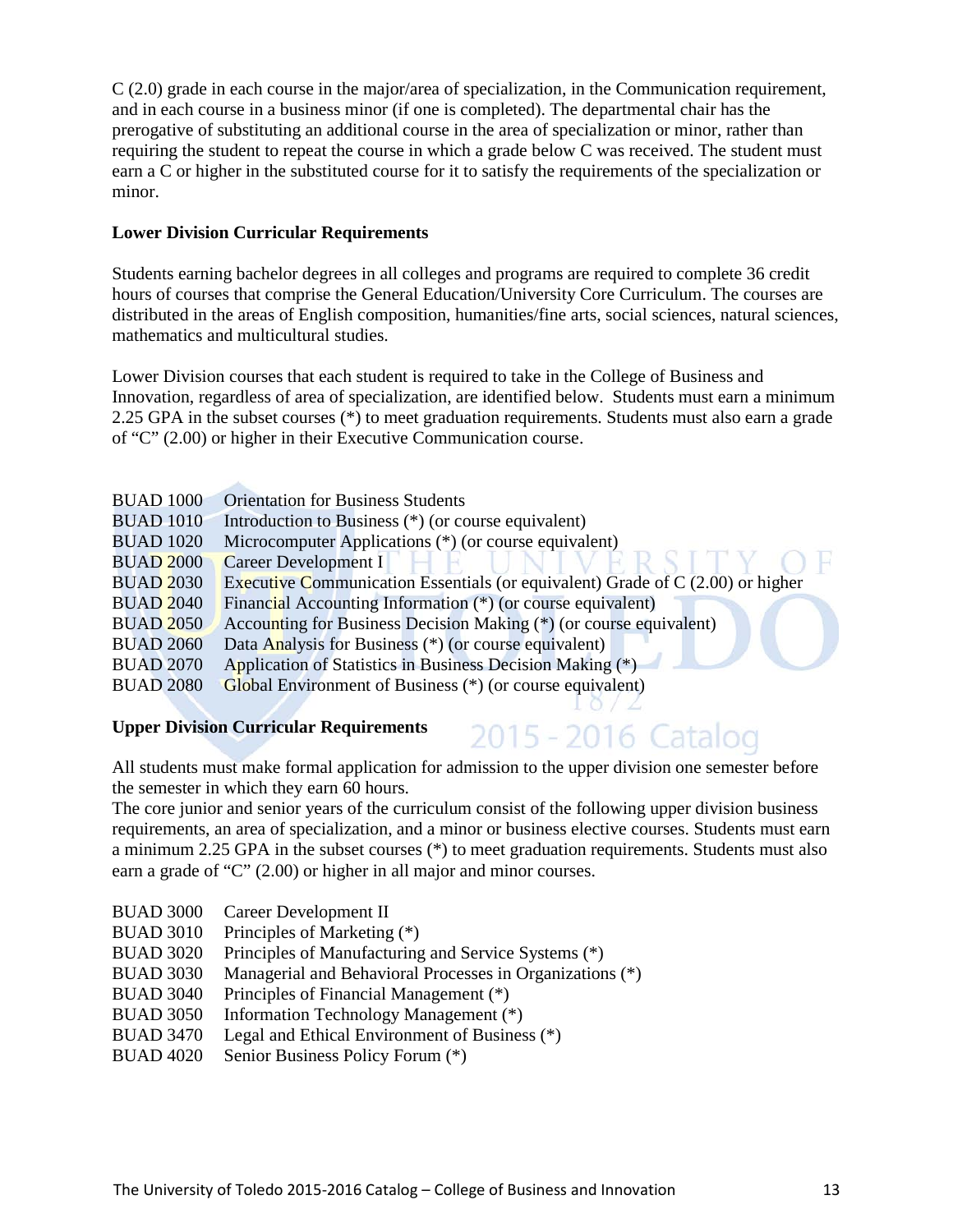C (2.0) grade in each course in the major/area of specialization, in the Communication requirement, and in each course in a business minor (if one is completed). The departmental chair has the prerogative of substituting an additional course in the area of specialization or minor, rather than requiring the student to repeat the course in which a grade below C was received. The student must earn a C or higher in the substituted course for it to satisfy the requirements of the specialization or minor.

**Lower Division Curricular Requirements**

Students earning bachelor degrees in all colleges and programs are required to complete 36 credit hours of courses that comprise the General Education/University Core Curriculum. The courses are distributed in the areas of English composition, humanities/fine arts, social sciences, natural sciences, mathematics and multicultural studies.

Lower Division courses that each student is required to take in the College of Business and Innovation, regardless of area of specialization, are identified below. Students must earn a minimum 2.25 GPA in the subset courses (*) to meet graduation requirements. Students must also earn a grade of "C" (2.00) or higher in their Executive Communication course.

BUAD 1000 Orientation for Business Students
BUAD 1010 Introduction to Business (*) (or course equivalent)
BUAD 1020 Microcomputer Applications (*) (or course equivalent)
BUAD 2000 Career Development I
BUAD 2030 Executive Communication Essentials (or equivalent) Grade of C (2.00) or higher
BUAD 2040 Financial Accounting Information (*) (or course equivalent)
BUAD 2050 Accounting for Business Decision Making (*) (or course equivalent)
BUAD 2060 Data Analysis for Business (*) (or course equivalent)
BUAD 2070 Application of Statistics in Business Decision Making (*)
BUAD 2080 Global Environment of Business (*) (or course equivalent)

**Upper Division Curricular Requirements**

All students must make formal application for admission to the upper division one semester before the semester in which they earn 60 hours.
The core junior and senior years of the curriculum consist of the following upper division business requirements, an area of specialization, and a minor or business elective courses. Students must earn a minimum 2.25 GPA in the subset courses (*) to meet graduation requirements. Students must also earn a grade of "C" (2.00) or higher in all major and minor courses.

BUAD 3000 Career Development II
BUAD 3010 Principles of Marketing (*)
BUAD 3020 Principles of Manufacturing and Service Systems (*)
BUAD 3030 Managerial and Behavioral Processes in Organizations (*)
BUAD 3040 Principles of Financial Management (*)
BUAD 3050 Information Technology Management (*)
BUAD 3470 Legal and Ethical Environment of Business (*)
BUAD 4020 Senior Business Policy Forum (*)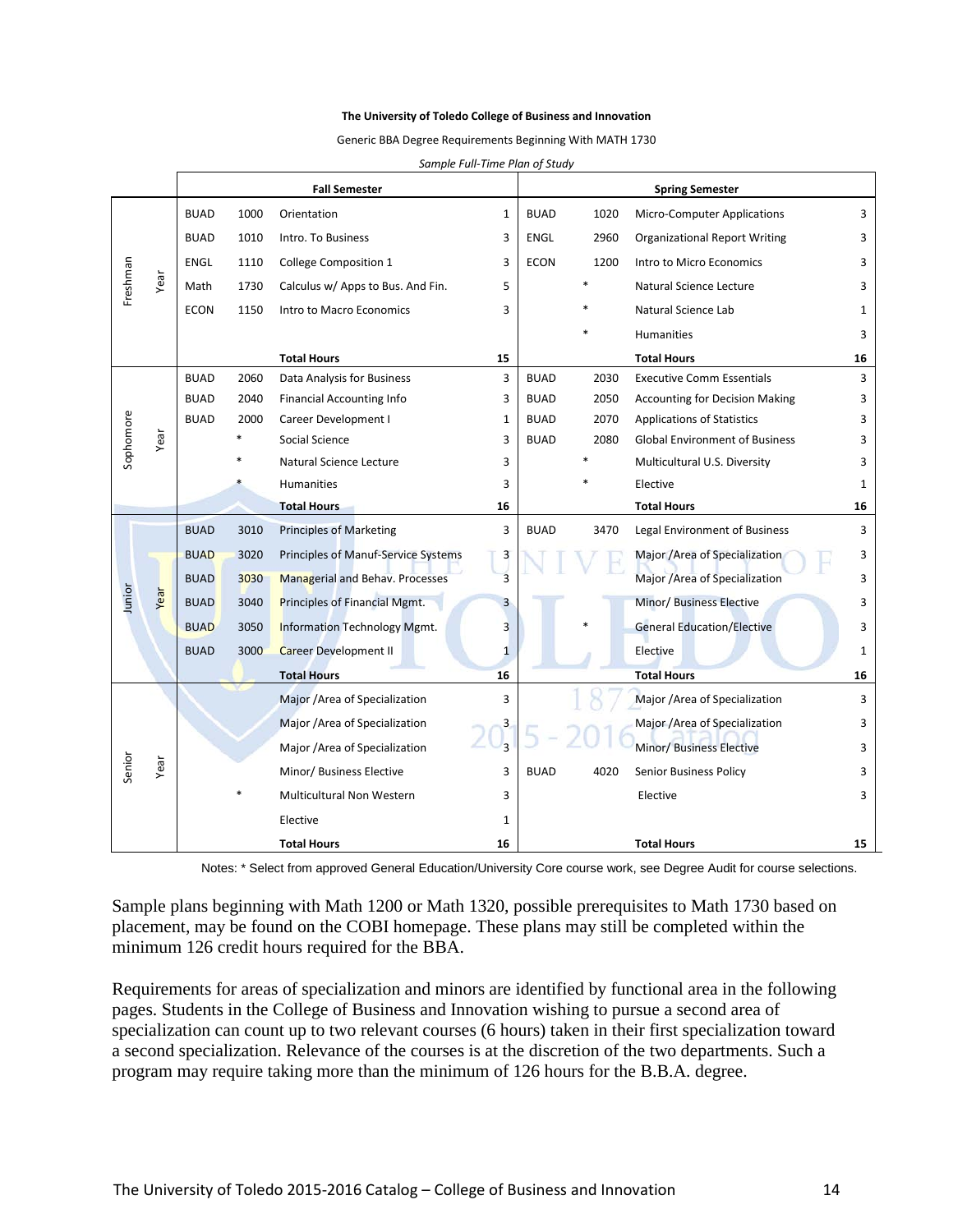**The University of Toledo College of Business and Innovation**

Generic BBA Degree Requirements Beginning With MATH 1730

*Sample Full-Time Plan of Study*

| Year | Fall Semester | | | | Spring Semester | | | |
|---|---|---|---|---|---|---|---|---|
| Freshman Year | BUAD | 1000 | Orientation | 1 | BUAD | 1020 | Micro-Computer Applications | 3 |
| | BUAD | 1010 | Intro. To Business | 3 | ENGL | 2960 | Organizational Report Writing | 3 |
| | ENGL | 1110 | College Composition 1 | 3 | ECON | 1200 | Intro to Micro Economics | 3 |
| | Math | 1730 | Calculus w/ Apps to Bus. And Fin. | 5 | | * | Natural Science Lecture | 3 |
| | ECON | 1150 | Intro to Macro Economics | 3 | | * | Natural Science Lab | 1 |
| | | | | | | * | Humanities | 3 |
| | | | **Total Hours** | **15** | | | **Total Hours** | **16** |
| Sophomore Year | BUAD | 2060 | Data Analysis for Business | 3 | BUAD | 2030 | Executive Comm Essentials | 3 |
| | BUAD | 2040 | Financial Accounting Info | 3 | BUAD | 2050 | Accounting for Decision Making | 3 |
| | BUAD | 2000 | Career Development I | 1 | BUAD | 2070 | Applications of Statistics | 3 |
| | | * | Social Science | 3 | BUAD | 2080 | Global Environment of Business | 3 |
| | | * | Natural Science Lecture | 3 | | * | Multicultural U.S. Diversity | 3 |
| | | * | Humanities | 3 | | * | Elective | 1 |
| | | | **Total Hours** | **16** | | | **Total Hours** | **16** |
| Junior Year | BUAD | 3010 | Principles of Marketing | 3 | BUAD | 3470 | Legal Environment of Business | 3 |
| | BUAD | 3020 | Principles of Manuf-Service Systems | 3 | | | Major /Area of Specialization | 3 |
| | BUAD | 3030 | Managerial and Behav. Processes | 3 | | | Major /Area of Specialization | 3 |
| | BUAD | 3040 | Principles of Financial Mgmt. | 3 | | | Minor/ Business Elective | 3 |
| | BUAD | 3050 | Information Technology Mgmt. | 3 | | * | General Education/Elective | 3 |
| | BUAD | 3000 | Career Development II | 1 | | | Elective | 1 |
| | | | **Total Hours** | **16** | | | **Total Hours** | **16** |
| Senior Year | | | Major /Area of Specialization | 3 | | | Major /Area of Specialization | 3 |
| | | | Major /Area of Specialization | 3 | | | Major /Area of Specialization | 3 |
| | | | Major /Area of Specialization | 3 | | | Minor/ Business Elective | 3 |
| | | | Minor/ Business Elective | 3 | BUAD | 4020 | Senior Business Policy | 3 |
| | | * | Multicultural Non Western | 3 | | | Elective | 3 |
| | | | Elective | 1 | | | | |
| | | | **Total Hours** | **16** | | | **Total Hours** | **15** |

Notes: * Select from approved General Education/University Core course work, see Degree Audit for course selections.

Sample plans beginning with Math 1200 or Math 1320, possible prerequisites to Math 1730 based on placement, may be found on the COBI homepage. These plans may still be completed within the minimum 126 credit hours required for the BBA.

Requirements for areas of specialization and minors are identified by functional area in the following pages. Students in the College of Business and Innovation wishing to pursue a second area of specialization can count up to two relevant courses (6 hours) taken in their first specialization toward a second specialization. Relevance of the courses is at the discretion of the two departments. Such a program may require taking more than the minimum of 126 hours for the B.B.A. degree.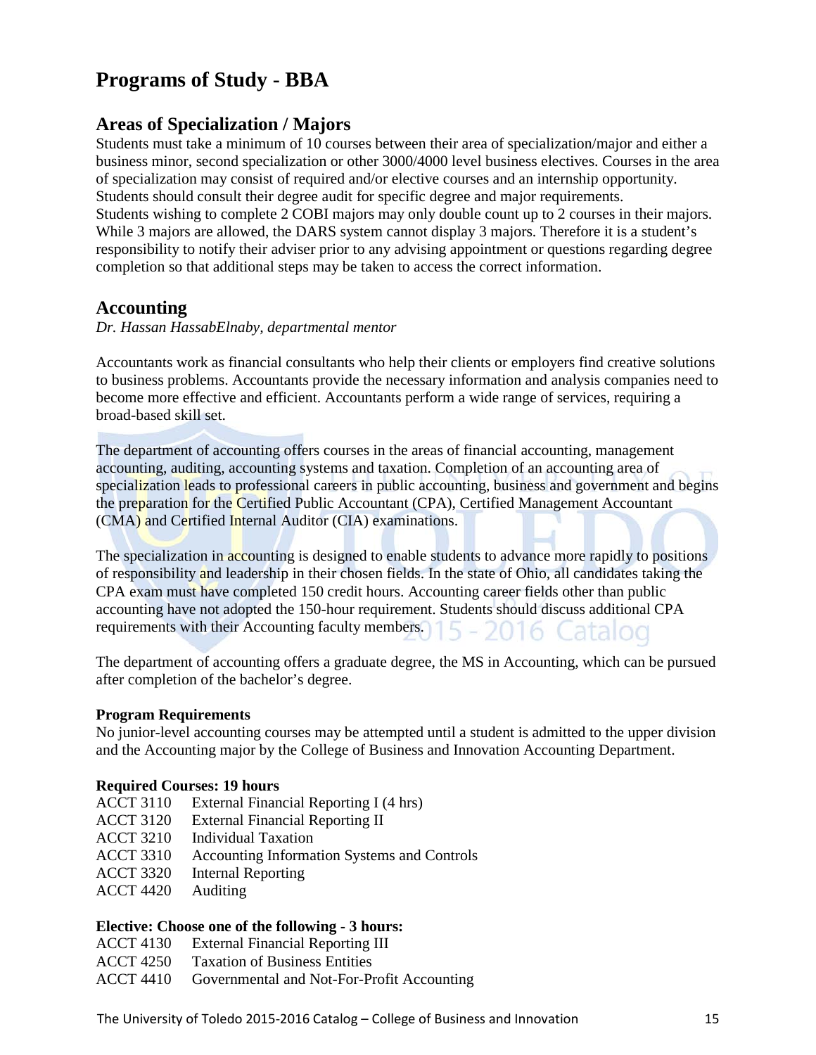# Programs of Study - BBA

## Areas of Specialization / Majors

Students must take a minimum of 10 courses between their area of specialization/major and either a business minor, second specialization or other 3000/4000 level business electives. Courses in the area of specialization may consist of required and/or elective courses and an internship opportunity. Students should consult their degree audit for specific degree and major requirements.
Students wishing to complete 2 COBI majors may only double count up to 2 courses in their majors. While 3 majors are allowed, the DARS system cannot display 3 majors. Therefore it is a student's responsibility to notify their adviser prior to any advising appointment or questions regarding degree completion so that additional steps may be taken to access the correct information.

## Accounting

*Dr. Hassan HassabElnaby, departmental mentor*

Accountants work as financial consultants who help their clients or employers find creative solutions to business problems. Accountants provide the necessary information and analysis companies need to become more effective and efficient. Accountants perform a wide range of services, requiring a broad-based skill set.

The department of accounting offers courses in the areas of financial accounting, management accounting, auditing, accounting systems and taxation. Completion of an accounting area of specialization leads to professional careers in public accounting, business and government and begins the preparation for the Certified Public Accountant (CPA), Certified Management Accountant (CMA) and Certified Internal Auditor (CIA) examinations.

The specialization in accounting is designed to enable students to advance more rapidly to positions of responsibility and leadership in their chosen fields. In the state of Ohio, all candidates taking the CPA exam must have completed 150 credit hours. Accounting career fields other than public accounting have not adopted the 150-hour requirement. Students should discuss additional CPA requirements with their Accounting faculty members.

The department of accounting offers a graduate degree, the MS in Accounting, which can be pursued after completion of the bachelor's degree.

**Program Requirements**

No junior-level accounting courses may be attempted until a student is admitted to the upper division and the Accounting major by the College of Business and Innovation Accounting Department.

**Required Courses: 19 hours**

ACCT 3110 External Financial Reporting I (4 hrs)
ACCT 3120 External Financial Reporting II
ACCT 3210 Individual Taxation
ACCT 3310 Accounting Information Systems and Controls
ACCT 3320 Internal Reporting
ACCT 4420 Auditing

**Elective: Choose one of the following - 3 hours:**

ACCT 4130 External Financial Reporting III
ACCT 4250 Taxation of Business Entities
ACCT 4410 Governmental and Not-For-Profit Accounting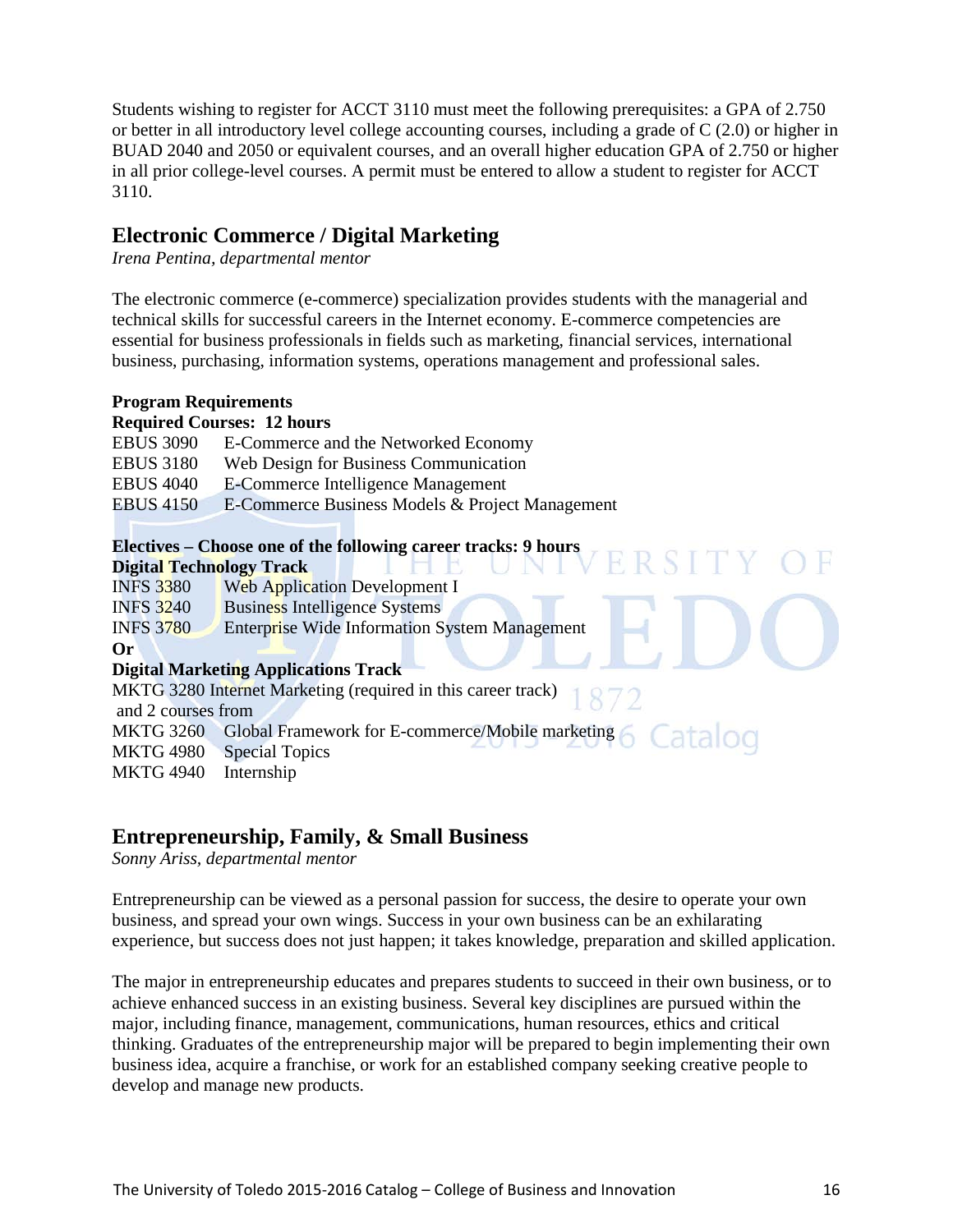Students wishing to register for ACCT 3110 must meet the following prerequisites: a GPA of 2.750 or better in all introductory level college accounting courses, including a grade of C (2.0) or higher in BUAD 2040 and 2050 or equivalent courses, and an overall higher education GPA of 2.750 or higher in all prior college-level courses. A permit must be entered to allow a student to register for ACCT 3110.

## Electronic Commerce / Digital Marketing

*Irena Pentina, departmental mentor*

The electronic commerce (e-commerce) specialization provides students with the managerial and technical skills for successful careers in the Internet economy. E-commerce competencies are essential for business professionals in fields such as marketing, financial services, international business, purchasing, information systems, operations management and professional sales.

**Program Requirements**
**Required Courses: 12 hours**

EBUS 3090 E-Commerce and the Networked Economy
EBUS 3180 Web Design for Business Communication
EBUS 4040 E-Commerce Intelligence Management
EBUS 4150 E-Commerce Business Models & Project Management

**Electives – Choose one of the following career tracks: 9 hours**
**Digital Technology Track**

INFS 3380 Web Application Development I
INFS 3240 Business Intelligence Systems
INFS 3780 Enterprise Wide Information System Management

**Or**

**Digital Marketing Applications Track**

MKTG 3280 Internet Marketing (required in this career track)
and 2 courses from
MKTG 3260 Global Framework for E-commerce/Mobile marketing
MKTG 4980 Special Topics
MKTG 4940 Internship

## Entrepreneurship, Family, & Small Business

*Sonny Ariss, departmental mentor*

Entrepreneurship can be viewed as a personal passion for success, the desire to operate your own business, and spread your own wings. Success in your own business can be an exhilarating experience, but success does not just happen; it takes knowledge, preparation and skilled application.

The major in entrepreneurship educates and prepares students to succeed in their own business, or to achieve enhanced success in an existing business. Several key disciplines are pursued within the major, including finance, management, communications, human resources, ethics and critical thinking. Graduates of the entrepreneurship major will be prepared to begin implementing their own business idea, acquire a franchise, or work for an established company seeking creative people to develop and manage new products.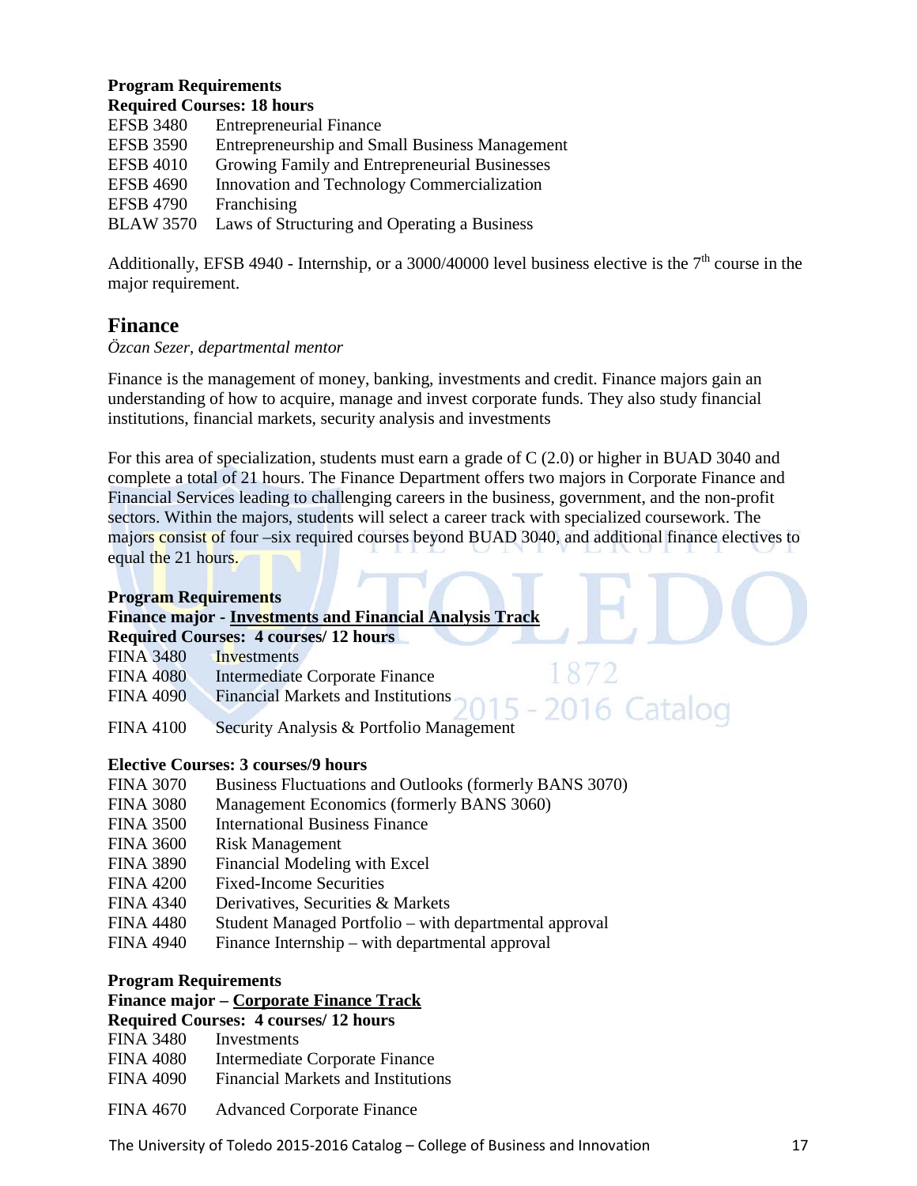**Program Requirements**
**Required Courses: 18 hours**

EFSB 3480 Entrepreneurial Finance
EFSB 3590 Entrepreneurship and Small Business Management
EFSB 4010 Growing Family and Entrepreneurial Businesses
EFSB 4690 Innovation and Technology Commercialization
EFSB 4790 Franchising
BLAW 3570 Laws of Structuring and Operating a Business

Additionally, EFSB 4940 - Internship, or a 3000/40000 level business elective is the 7th course in the major requirement.

## Finance

*Özcan Sezer, departmental mentor*

Finance is the management of money, banking, investments and credit. Finance majors gain an understanding of how to acquire, manage and invest corporate funds. They also study financial institutions, financial markets, security analysis and investments

For this area of specialization, students must earn a grade of C (2.0) or higher in BUAD 3040 and complete a total of 21 hours. The Finance Department offers two majors in Corporate Finance and Financial Services leading to challenging careers in the business, government, and the non-profit sectors. Within the majors, students will select a career track with specialized coursework. The majors consist of four –six required courses beyond BUAD 3040, and additional finance electives to equal the 21 hours.

**Program Requirements**
**Finance major - <u>Investments and Financial Analysis Track</u>**
**Required Courses: 4 courses/ 12 hours**

FINA 3480 Investments
FINA 4080 Intermediate Corporate Finance
FINA 4090 Financial Markets and Institutions
FINA 4100 Security Analysis & Portfolio Management

**Elective Courses: 3 courses/9 hours**

FINA 3070 Business Fluctuations and Outlooks (formerly BANS 3070)
FINA 3080 Management Economics (formerly BANS 3060)
FINA 3500 International Business Finance
FINA 3600 Risk Management
FINA 3890 Financial Modeling with Excel
FINA 4200 Fixed-Income Securities
FINA 4340 Derivatives, Securities & Markets
FINA 4480 Student Managed Portfolio – with departmental approval
FINA 4940 Finance Internship – with departmental approval

**Program Requirements**
**Finance major – <u>Corporate Finance Track</u>**
**Required Courses: 4 courses/ 12 hours**

FINA 3480 Investments
FINA 4080 Intermediate Corporate Finance
FINA 4090 Financial Markets and Institutions
FINA 4670 Advanced Corporate Finance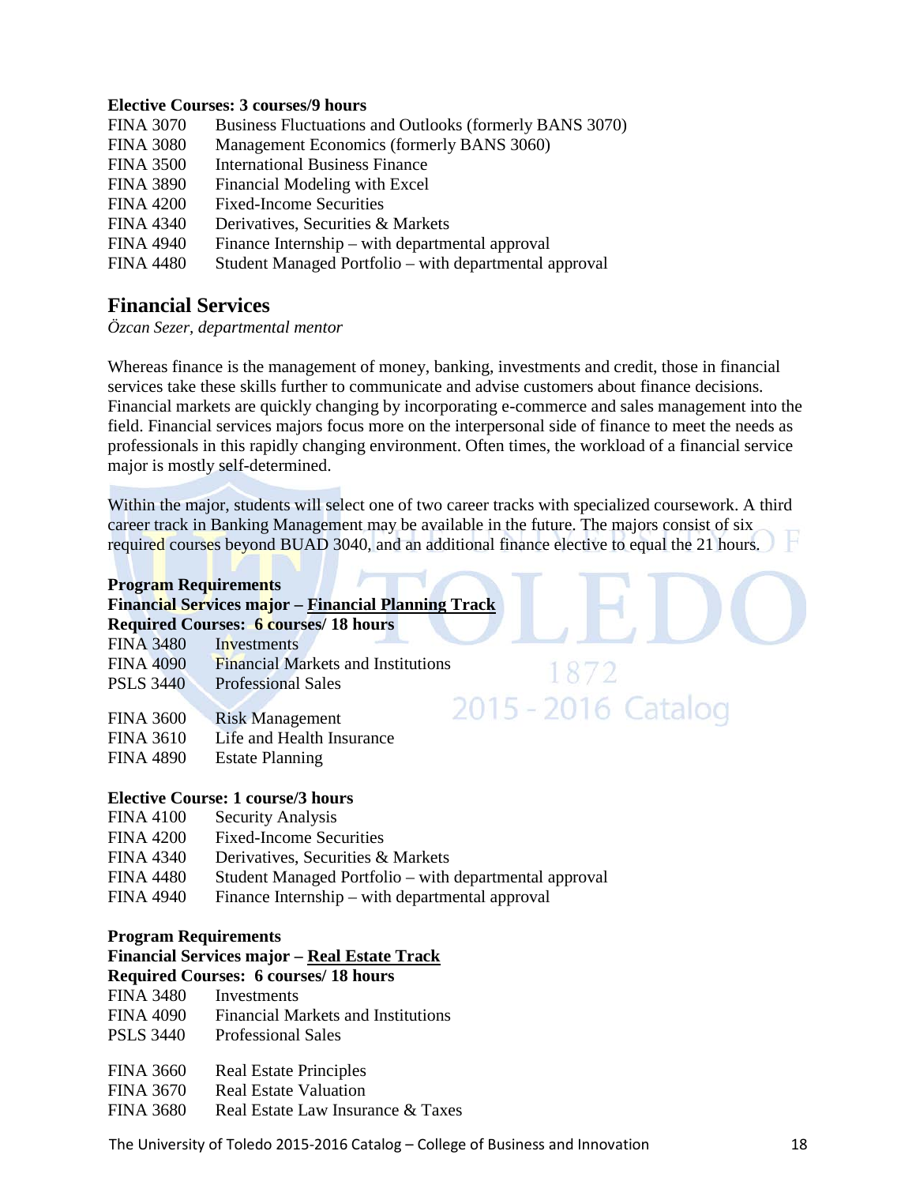**Elective Courses: 3 courses/9 hours**

FINA 3070 Business Fluctuations and Outlooks (formerly BANS 3070)
FINA 3080 Management Economics (formerly BANS 3060)
FINA 3500 International Business Finance
FINA 3890 Financial Modeling with Excel
FINA 4200 Fixed-Income Securities
FINA 4340 Derivatives, Securities & Markets
FINA 4940 Finance Internship – with departmental approval
FINA 4480 Student Managed Portfolio – with departmental approval

## Financial Services

*Özcan Sezer, departmental mentor*

Whereas finance is the management of money, banking, investments and credit, those in financial services take these skills further to communicate and advise customers about finance decisions. Financial markets are quickly changing by incorporating e-commerce and sales management into the field. Financial services majors focus more on the interpersonal side of finance to meet the needs as professionals in this rapidly changing environment. Often times, the workload of a financial service major is mostly self-determined.

Within the major, students will select one of two career tracks with specialized coursework. A third career track in Banking Management may be available in the future. The majors consist of six required courses beyond BUAD 3040, and an additional finance elective to equal the 21 hours.

**Program Requirements**
**Financial Services major – <u>Financial Planning Track</u>**
**Required Courses: 6 courses/ 18 hours**

FINA 3480 Investments
FINA 4090 Financial Markets and Institutions
PSLS 3440 Professional Sales

FINA 3600 Risk Management
FINA 3610 Life and Health Insurance
FINA 4890 Estate Planning

**Elective Course: 1 course/3 hours**

FINA 4100 Security Analysis
FINA 4200 Fixed-Income Securities
FINA 4340 Derivatives, Securities & Markets
FINA 4480 Student Managed Portfolio – with departmental approval
FINA 4940 Finance Internship – with departmental approval

**Program Requirements**
**Financial Services major – <u>Real Estate Track</u>**
**Required Courses: 6 courses/ 18 hours**

FINA 3480 Investments
FINA 4090 Financial Markets and Institutions
PSLS 3440 Professional Sales

FINA 3660 Real Estate Principles
FINA 3670 Real Estate Valuation
FINA 3680 Real Estate Law Insurance & Taxes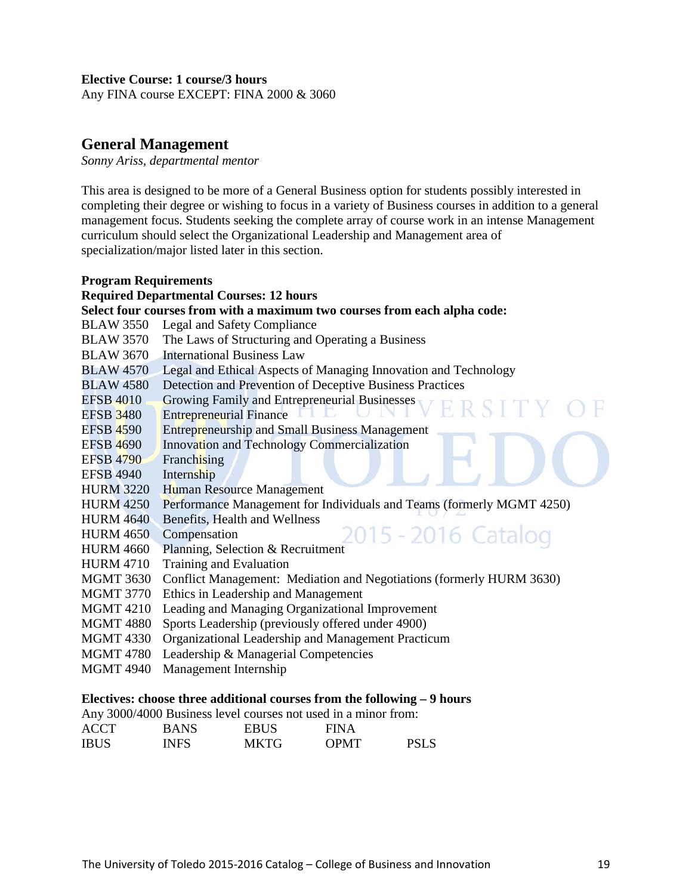**Elective Course: 1 course/3 hours**
Any FINA course EXCEPT: FINA 2000 & 3060

## General Management

*Sonny Ariss, departmental mentor*

This area is designed to be more of a General Business option for students possibly interested in completing their degree or wishing to focus in a variety of Business courses in addition to a general management focus. Students seeking the complete array of course work in an intense Management curriculum should select the Organizational Leadership and Management area of specialization/major listed later in this section.

**Program Requirements**
**Required Departmental Courses: 12 hours**
**Select four courses from with a maximum two courses from each alpha code:**

| | |
|---|---|
| BLAW 3550 | Legal and Safety Compliance |
| BLAW 3570 | The Laws of Structuring and Operating a Business |
| BLAW 3670 | International Business Law |
| BLAW 4570 | Legal and Ethical Aspects of Managing Innovation and Technology |
| BLAW 4580 | Detection and Prevention of Deceptive Business Practices |
| EFSB 4010 | Growing Family and Entrepreneurial Businesses |
| EFSB 3480 | Entrepreneurial Finance |
| EFSB 4590 | Entrepreneurship and Small Business Management |
| EFSB 4690 | Innovation and Technology Commercialization |
| EFSB 4790 | Franchising |
| EFSB 4940 | Internship |
| HURM 3220 | Human Resource Management |
| HURM 4250 | Performance Management for Individuals and Teams (formerly MGMT 4250) |
| HURM 4640 | Benefits, Health and Wellness |
| HURM 4650 | Compensation |
| HURM 4660 | Planning, Selection & Recruitment |
| HURM 4710 | Training and Evaluation |
| MGMT 3630 | Conflict Management: Mediation and Negotiations (formerly HURM 3630) |
| MGMT 3770 | Ethics in Leadership and Management |
| MGMT 4210 | Leading and Managing Organizational Improvement |
| MGMT 4880 | Sports Leadership (previously offered under 4900) |
| MGMT 4330 | Organizational Leadership and Management Practicum |
| MGMT 4780 | Leadership & Managerial Competencies |
| MGMT 4940 | Management Internship |

**Electives: choose three additional courses from the following – 9 hours**
Any 3000/4000 Business level courses not used in a minor from:

| | | | | |
|---|---|---|---|---|
| ACCT | BANS | EBUS | FINA | |
| IBUS | INFS | MKTG | OPMT | PSLS |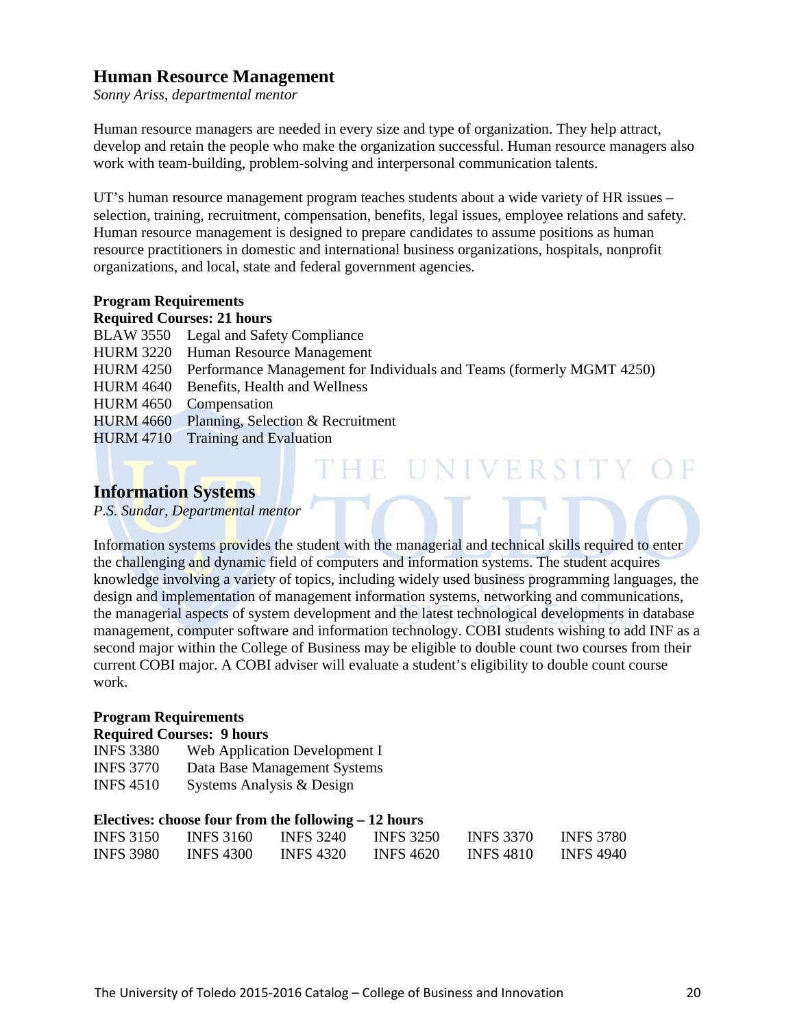## Human Resource Management

*Sonny Ariss, departmental mentor*

Human resource managers are needed in every size and type of organization. They help attract, develop and retain the people who make the organization successful. Human resource managers also work with team-building, problem-solving and interpersonal communication talents.

UT's human resource management program teaches students about a wide variety of HR issues – selection, training, recruitment, compensation, benefits, legal issues, employee relations and safety. Human resource management is designed to prepare candidates to assume positions as human resource practitioners in domestic and international business organizations, hospitals, nonprofit organizations, and local, state and federal government agencies.

**Program Requirements**

**Required Courses: 21 hours**

| | |
|---|---|
| BLAW 3550 | Legal and Safety Compliance |
| HURM 3220 | Human Resource Management |
| HURM 4250 | Performance Management for Individuals and Teams (formerly MGMT 4250) |
| HURM 4640 | Benefits, Health and Wellness |
| HURM 4650 | Compensation |
| HURM 4660 | Planning, Selection & Recruitment |
| HURM 4710 | Training and Evaluation |

## Information Systems

*P.S. Sundar, Departmental mentor*

Information systems provides the student with the managerial and technical skills required to enter the challenging and dynamic field of computers and information systems. The student acquires knowledge involving a variety of topics, including widely used business programming languages, the design and implementation of management information systems, networking and communications, the managerial aspects of system development and the latest technological developments in database management, computer software and information technology. COBI students wishing to add INF as a second major within the College of Business may be eligible to double count two courses from their current COBI major. A COBI adviser will evaluate a student's eligibility to double count course work.

**Program Requirements**

**Required Courses: 9 hours**

| | |
|---|---|
| INFS 3380 | Web Application Development I |
| INFS 3770 | Data Base Management Systems |
| INFS 4510 | Systems Analysis & Design |

**Electives: choose four from the following – 12 hours**

| | | | | | |
|---|---|---|---|---|---|
| INFS 3150 | INFS 3160 | INFS 3240 | INFS 3250 | INFS 3370 | INFS 3780 |
| INFS 3980 | INFS 4300 | INFS 4320 | INFS 4620 | INFS 4810 | INFS 4940 |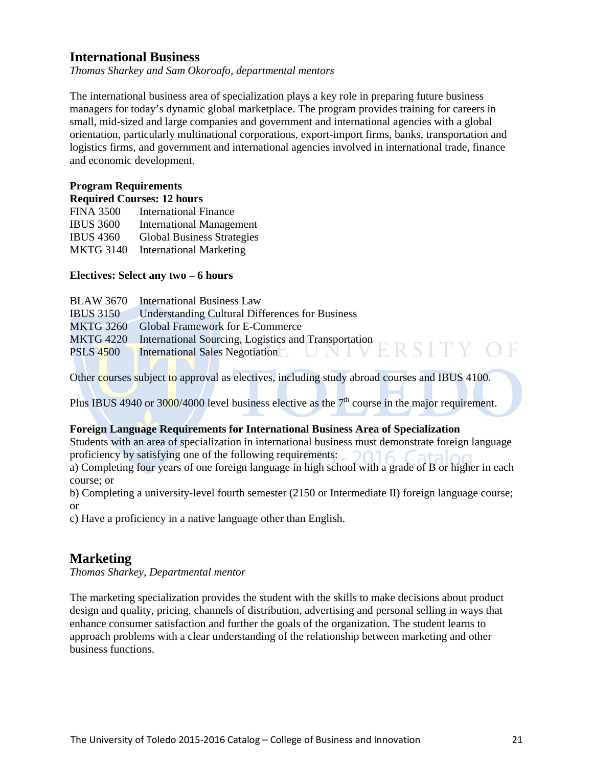## International Business

*Thomas Sharkey and Sam Okoroafo, departmental mentors*

The international business area of specialization plays a key role in preparing future business managers for today's dynamic global marketplace. The program provides training for careers in small, mid-sized and large companies and government and international agencies with a global orientation, particularly multinational corporations, export-import firms, banks, transportation and logistics firms, and government and international agencies involved in international trade, finance and economic development.

**Program Requirements**

**Required Courses: 12 hours**

| | |
|---|---|
| FINA 3500 | International Finance |
| IBUS 3600 | International Management |
| IBUS 4360 | Global Business Strategies |
| MKTG 3140 | International Marketing |

**Electives: Select any two – 6 hours**

| | |
|---|---|
| BLAW 3670 | International Business Law |
| IBUS 3150 | Understanding Cultural Differences for Business |
| MKTG 3260 | Global Framework for E-Commerce |
| MKTG 4220 | International Sourcing, Logistics and Transportation |
| PSLS 4500 | International Sales Negotiation |

Other courses subject to approval as electives, including study abroad courses and IBUS 4100.

Plus IBUS 4940 or 3000/4000 level business elective as the 7th course in the major requirement.

**Foreign Language Requirements for International Business Area of Specialization**

Students with an area of specialization in international business must demonstrate foreign language proficiency by satisfying one of the following requirements:

a) Completing four years of one foreign language in high school with a grade of B or higher in each course; or

b) Completing a university-level fourth semester (2150 or Intermediate II) foreign language course; or

c) Have a proficiency in a native language other than English.

## Marketing

*Thomas Sharkey, Departmental mentor*

The marketing specialization provides the student with the skills to make decisions about product design and quality, pricing, channels of distribution, advertising and personal selling in ways that enhance consumer satisfaction and further the goals of the organization. The student learns to approach problems with a clear understanding of the relationship between marketing and other business functions.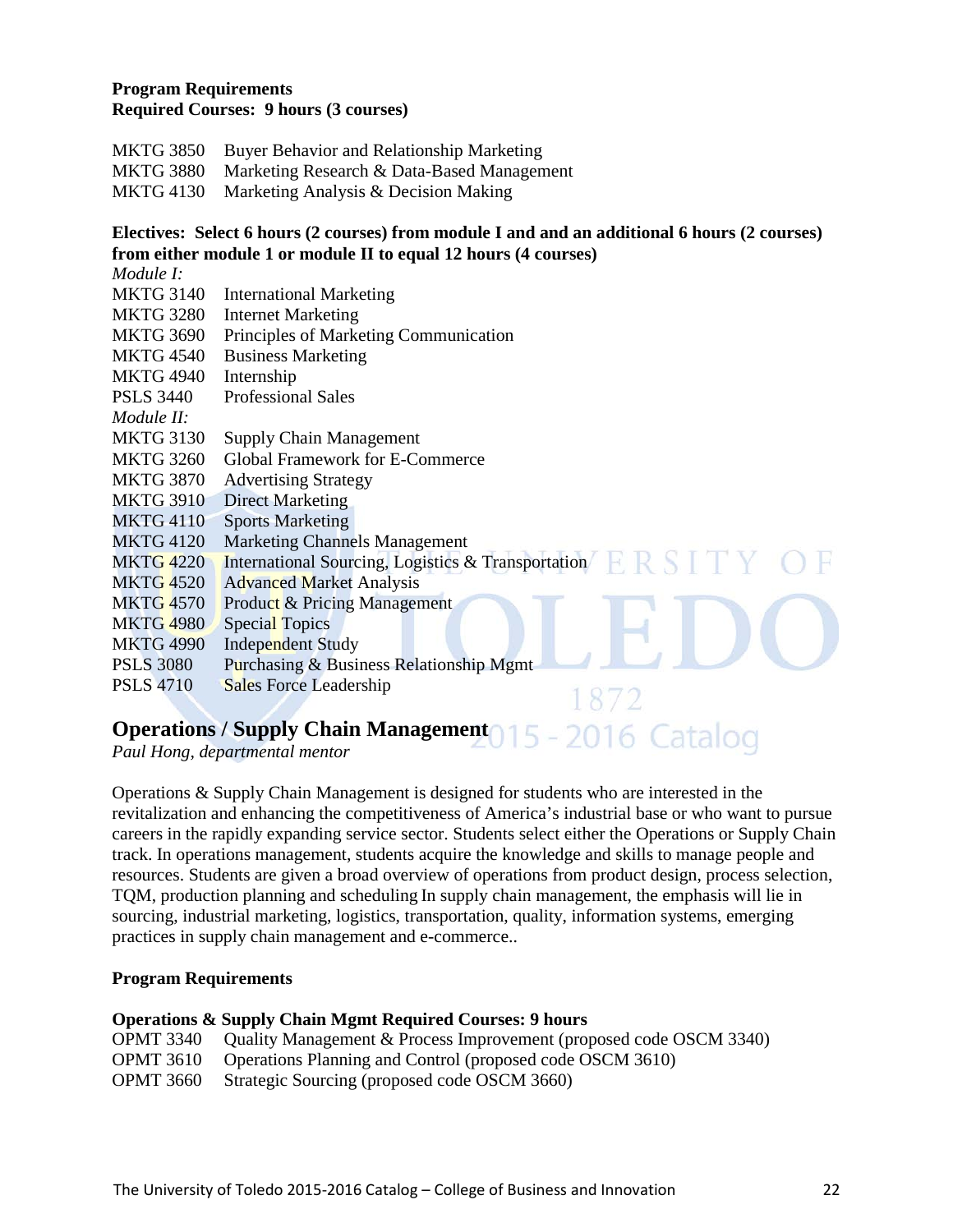**Program Requirements**
**Required Courses: 9 hours (3 courses)**

MKTG 3850 Buyer Behavior and Relationship Marketing
MKTG 3880 Marketing Research & Data-Based Management
MKTG 4130 Marketing Analysis & Decision Making

**Electives: Select 6 hours (2 courses) from module I and and an additional 6 hours (2 courses) from either module 1 or module II to equal 12 hours (4 courses)**

*Module I:*
MKTG 3140 International Marketing
MKTG 3280 Internet Marketing
MKTG 3690 Principles of Marketing Communication
MKTG 4540 Business Marketing
MKTG 4940 Internship
PSLS 3440 Professional Sales

*Module II:*
MKTG 3130 Supply Chain Management
MKTG 3260 Global Framework for E-Commerce
MKTG 3870 Advertising Strategy
MKTG 3910 Direct Marketing
MKTG 4110 Sports Marketing
MKTG 4120 Marketing Channels Management
MKTG 4220 International Sourcing, Logistics & Transportation
MKTG 4520 Advanced Market Analysis
MKTG 4570 Product & Pricing Management
MKTG 4980 Special Topics
MKTG 4990 Independent Study
PSLS 3080 Purchasing & Business Relationship Mgmt
PSLS 4710 Sales Force Leadership

## Operations / Supply Chain Management

*Paul Hong, departmental mentor*

Operations & Supply Chain Management is designed for students who are interested in the revitalization and enhancing the competitiveness of America's industrial base or who want to pursue careers in the rapidly expanding service sector. Students select either the Operations or Supply Chain track. In operations management, students acquire the knowledge and skills to manage people and resources. Students are given a broad overview of operations from product design, process selection, TQM, production planning and scheduling In supply chain management, the emphasis will lie in sourcing, industrial marketing, logistics, transportation, quality, information systems, emerging practices in supply chain management and e-commerce..

**Program Requirements**

**Operations & Supply Chain Mgmt Required Courses: 9 hours**
OPMT 3340 Quality Management & Process Improvement (proposed code OSCM 3340)
OPMT 3610 Operations Planning and Control (proposed code OSCM 3610)
OPMT 3660 Strategic Sourcing (proposed code OSCM 3660)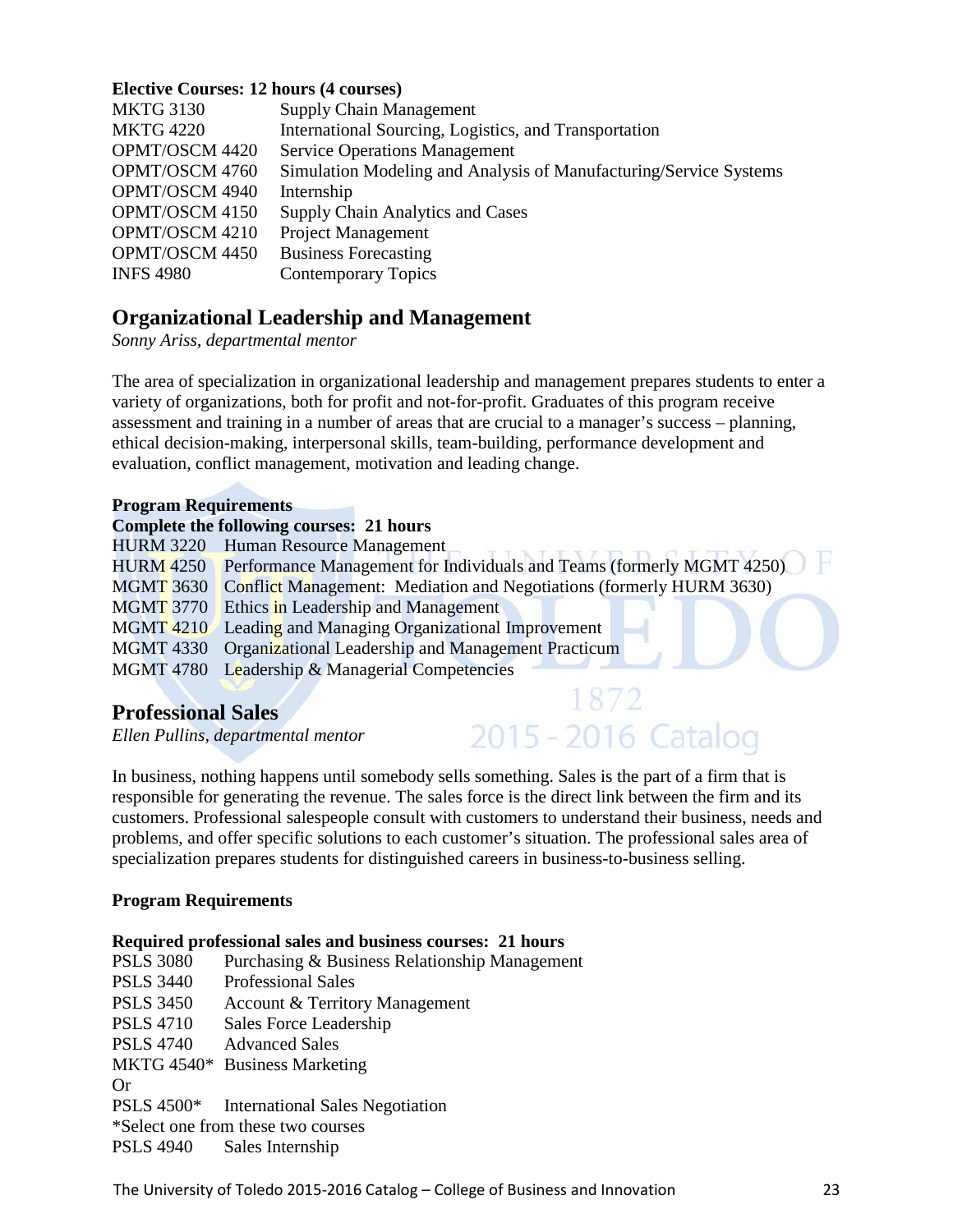**Elective Courses: 12 hours (4 courses)**

| | |
|---|---|
| MKTG 3130 | Supply Chain Management |
| MKTG 4220 | International Sourcing, Logistics, and Transportation |
| OPMT/OSCM 4420 | Service Operations Management |
| OPMT/OSCM 4760 | Simulation Modeling and Analysis of Manufacturing/Service Systems |
| OPMT/OSCM 4940 | Internship |
| OPMT/OSCM 4150 | Supply Chain Analytics and Cases |
| OPMT/OSCM 4210 | Project Management |
| OPMT/OSCM 4450 | Business Forecasting |
| INFS 4980 | Contemporary Topics |

## Organizational Leadership and Management

*Sonny Ariss, departmental mentor*

The area of specialization in organizational leadership and management prepares students to enter a variety of organizations, both for profit and not-for-profit. Graduates of this program receive assessment and training in a number of areas that are crucial to a manager's success – planning, ethical decision-making, interpersonal skills, team-building, performance development and evaluation, conflict management, motivation and leading change.

**Program Requirements**

**Complete the following courses: 21 hours**

| | |
|---|---|
| HURM 3220 | Human Resource Management |
| HURM 4250 | Performance Management for Individuals and Teams (formerly MGMT 4250) |
| MGMT 3630 | Conflict Management: Mediation and Negotiations (formerly HURM 3630) |
| MGMT 3770 | Ethics in Leadership and Management |
| MGMT 4210 | Leading and Managing Organizational Improvement |
| MGMT 4330 | Organizational Leadership and Management Practicum |
| MGMT 4780 | Leadership & Managerial Competencies |

## Professional Sales

*Ellen Pullins, departmental mentor*

In business, nothing happens until somebody sells something. Sales is the part of a firm that is responsible for generating the revenue. The sales force is the direct link between the firm and its customers. Professional salespeople consult with customers to understand their business, needs and problems, and offer specific solutions to each customer's situation. The professional sales area of specialization prepares students for distinguished careers in business-to-business selling.

**Program Requirements**

**Required professional sales and business courses: 21 hours**

PSLS 3080 Purchasing & Business Relationship Management
PSLS 3440 Professional Sales
PSLS 3450 Account & Territory Management
PSLS 4710 Sales Force Leadership
PSLS 4740 Advanced Sales
MKTG 4540* Business Marketing
Or
PSLS 4500* International Sales Negotiation
*Select one from these two courses
PSLS 4940 Sales Internship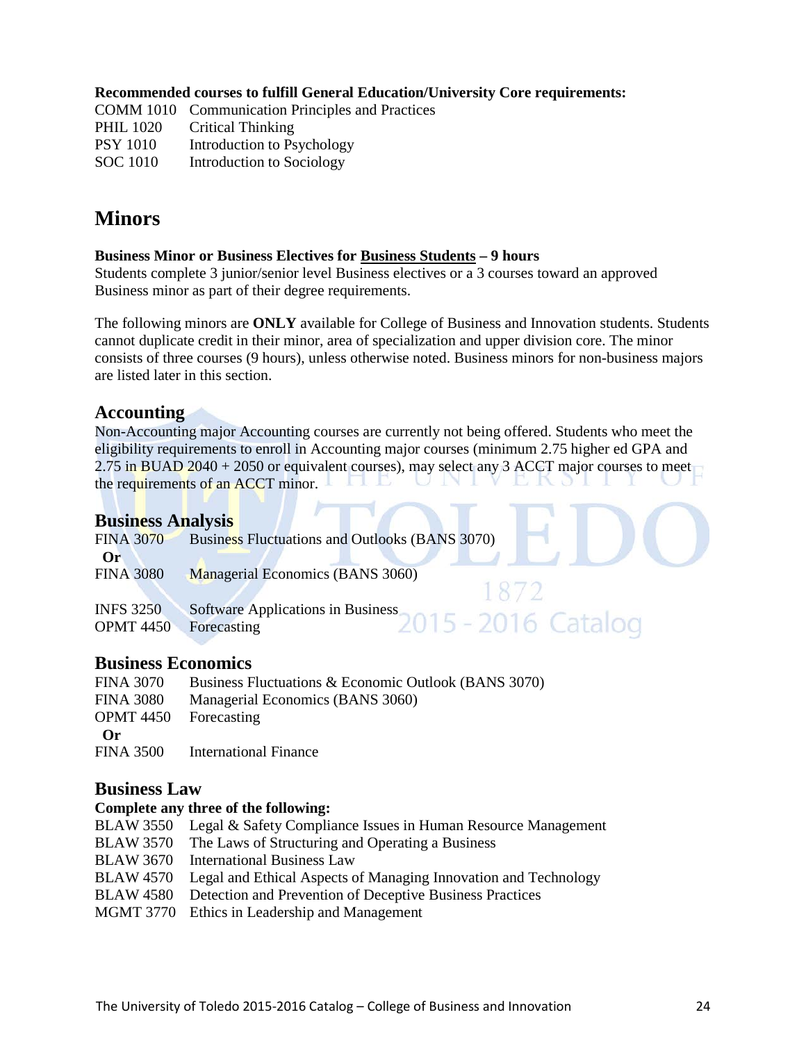**Recommended courses to fulfill General Education/University Core requirements:**

COMM 1010 Communication Principles and Practices
PHIL 1020 Critical Thinking
PSY 1010 Introduction to Psychology
SOC 1010 Introduction to Sociology

# Minors

**Business Minor or Business Electives for Business Students – 9 hours**

Students complete 3 junior/senior level Business electives or a 3 courses toward an approved Business minor as part of their degree requirements.

The following minors are **ONLY** available for College of Business and Innovation students. Students cannot duplicate credit in their minor, area of specialization and upper division core. The minor consists of three courses (9 hours), unless otherwise noted. Business minors for non-business majors are listed later in this section.

## Accounting

Non-Accounting major Accounting courses are currently not being offered. Students who meet the eligibility requirements to enroll in Accounting major courses (minimum 2.75 higher ed GPA and 2.75 in BUAD 2040 + 2050 or equivalent courses), may select any 3 ACCT major courses to meet the requirements of an ACCT minor.

## Business Analysis

FINA 3070 Business Fluctuations and Outlooks (BANS 3070)
**Or**
FINA 3080 Managerial Economics (BANS 3060)

INFS 3250 Software Applications in Business
OPMT 4450 Forecasting

## Business Economics

FINA 3070 Business Fluctuations & Economic Outlook (BANS 3070)
FINA 3080 Managerial Economics (BANS 3060)
OPMT 4450 Forecasting
**Or**
FINA 3500 International Finance

## Business Law

**Complete any three of the following:**

BLAW 3550 Legal & Safety Compliance Issues in Human Resource Management
BLAW 3570 The Laws of Structuring and Operating a Business
BLAW 3670 International Business Law
BLAW 4570 Legal and Ethical Aspects of Managing Innovation and Technology
BLAW 4580 Detection and Prevention of Deceptive Business Practices
MGMT 3770 Ethics in Leadership and Management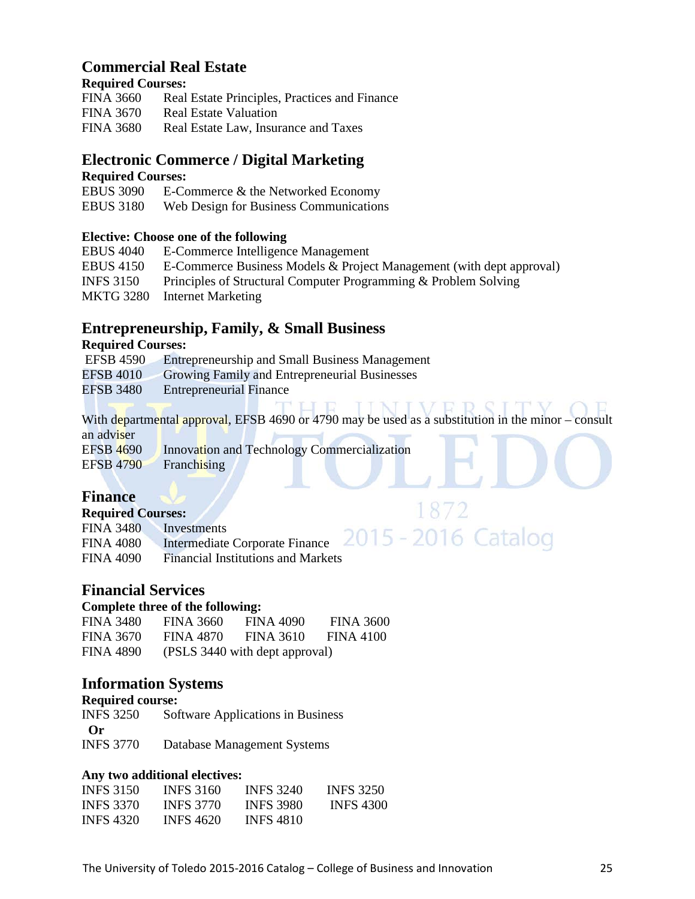## Commercial Real Estate

**Required Courses:**

| | |
|---|---|
| FINA 3660 | Real Estate Principles, Practices and Finance |
| FINA 3670 | Real Estate Valuation |
| FINA 3680 | Real Estate Law, Insurance and Taxes |

## Electronic Commerce / Digital Marketing

**Required Courses:**

| | |
|---|---|
| EBUS 3090 | E-Commerce & the Networked Economy |
| EBUS 3180 | Web Design for Business Communications |

**Elective: Choose one of the following**

| | |
|---|---|
| EBUS 4040 | E-Commerce Intelligence Management |
| EBUS 4150 | E-Commerce Business Models & Project Management (with dept approval) |
| INFS 3150 | Principles of Structural Computer Programming & Problem Solving |
| MKTG 3280 | Internet Marketing |

## Entrepreneurship, Family, & Small Business

**Required Courses:**

| | |
|---|---|
| EFSB 4590 | Entrepreneurship and Small Business Management |
| EFSB 4010 | Growing Family and Entrepreneurial Businesses |
| EFSB 3480 | Entrepreneurial Finance |

With departmental approval, EFSB 4690 or 4790 may be used as a substitution in the minor – consult an adviser

| | |
|---|---|
| EFSB 4690 | Innovation and Technology Commercialization |
| EFSB 4790 | Franchising |

## Finance

**Required Courses:**

| | |
|---|---|
| FINA 3480 | Investments |
| FINA 4080 | Intermediate Corporate Finance |
| FINA 4090 | Financial Institutions and Markets |

## Financial Services

**Complete three of the following:**

| | | | |
|---|---|---|---|
| FINA 3480 | FINA 3660 | FINA 4090 | FINA 3600 |
| FINA 3670 | FINA 4870 | FINA 3610 | FINA 4100 |
| FINA 4890 | (PSLS 3440 with dept approval) | | |

## Information Systems

**Required course:**

INFS 3250 Software Applications in Business

**Or**

INFS 3770 Database Management Systems

**Any two additional electives:**

| | | | |
|---|---|---|---|
| INFS 3150 | INFS 3160 | INFS 3240 | INFS 3250 |
| INFS 3370 | INFS 3770 | INFS 3980 | INFS 4300 |
| INFS 4320 | INFS 4620 | INFS 4810 | |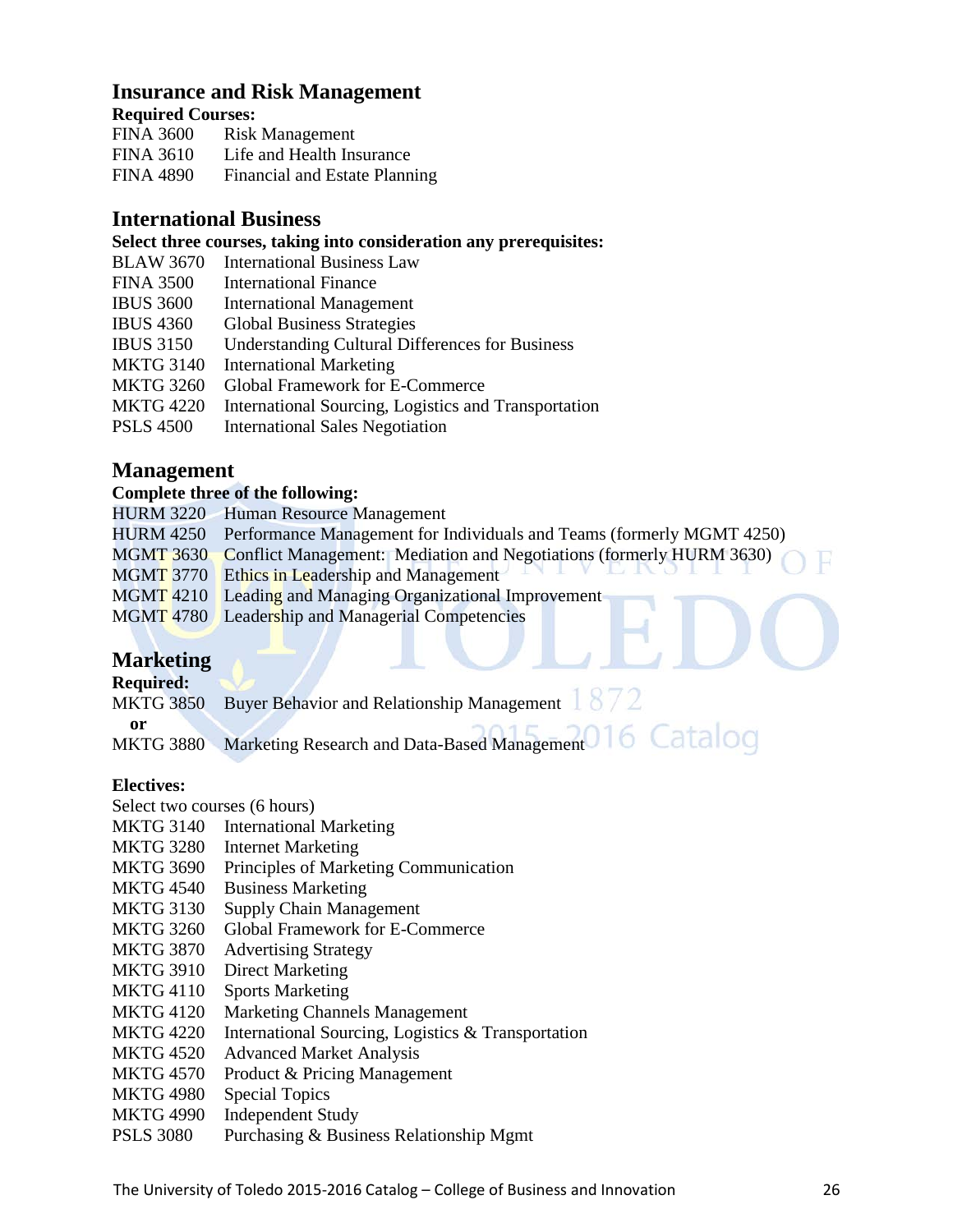## Insurance and Risk Management

**Required Courses:**

| | |
|---|---|
| FINA 3600 | Risk Management |
| FINA 3610 | Life and Health Insurance |
| FINA 4890 | Financial and Estate Planning |

## International Business

**Select three courses, taking into consideration any prerequisites:**

| | |
|---|---|
| BLAW 3670 | International Business Law |
| FINA 3500 | International Finance |
| IBUS 3600 | International Management |
| IBUS 4360 | Global Business Strategies |
| IBUS 3150 | Understanding Cultural Differences for Business |
| MKTG 3140 | International Marketing |
| MKTG 3260 | Global Framework for E-Commerce |
| MKTG 4220 | International Sourcing, Logistics and Transportation |
| PSLS 4500 | International Sales Negotiation |

## Management

**Complete three of the following:**

| | |
|---|---|
| HURM 3220 | Human Resource Management |
| HURM 4250 | Performance Management for Individuals and Teams (formerly MGMT 4250) |
| MGMT 3630 | Conflict Management: Mediation and Negotiations (formerly HURM 3630) |
| MGMT 3770 | Ethics in Leadership and Management |
| MGMT 4210 | Leading and Managing Organizational Improvement |
| MGMT 4780 | Leadership and Managerial Competencies |

## Marketing

**Required:**

MKTG 3850 Buyer Behavior and Relationship Management

**or**

MKTG 3880 Marketing Research and Data-Based Management

**Electives:**

Select two courses (6 hours)

| | |
|---|---|
| MKTG 3140 | International Marketing |
| MKTG 3280 | Internet Marketing |
| MKTG 3690 | Principles of Marketing Communication |
| MKTG 4540 | Business Marketing |
| MKTG 3130 | Supply Chain Management |
| MKTG 3260 | Global Framework for E-Commerce |
| MKTG 3870 | Advertising Strategy |
| MKTG 3910 | Direct Marketing |
| MKTG 4110 | Sports Marketing |
| MKTG 4120 | Marketing Channels Management |
| MKTG 4220 | International Sourcing, Logistics & Transportation |
| MKTG 4520 | Advanced Market Analysis |
| MKTG 4570 | Product & Pricing Management |
| MKTG 4980 | Special Topics |
| MKTG 4990 | Independent Study |
| PSLS 3080 | Purchasing & Business Relationship Mgmt |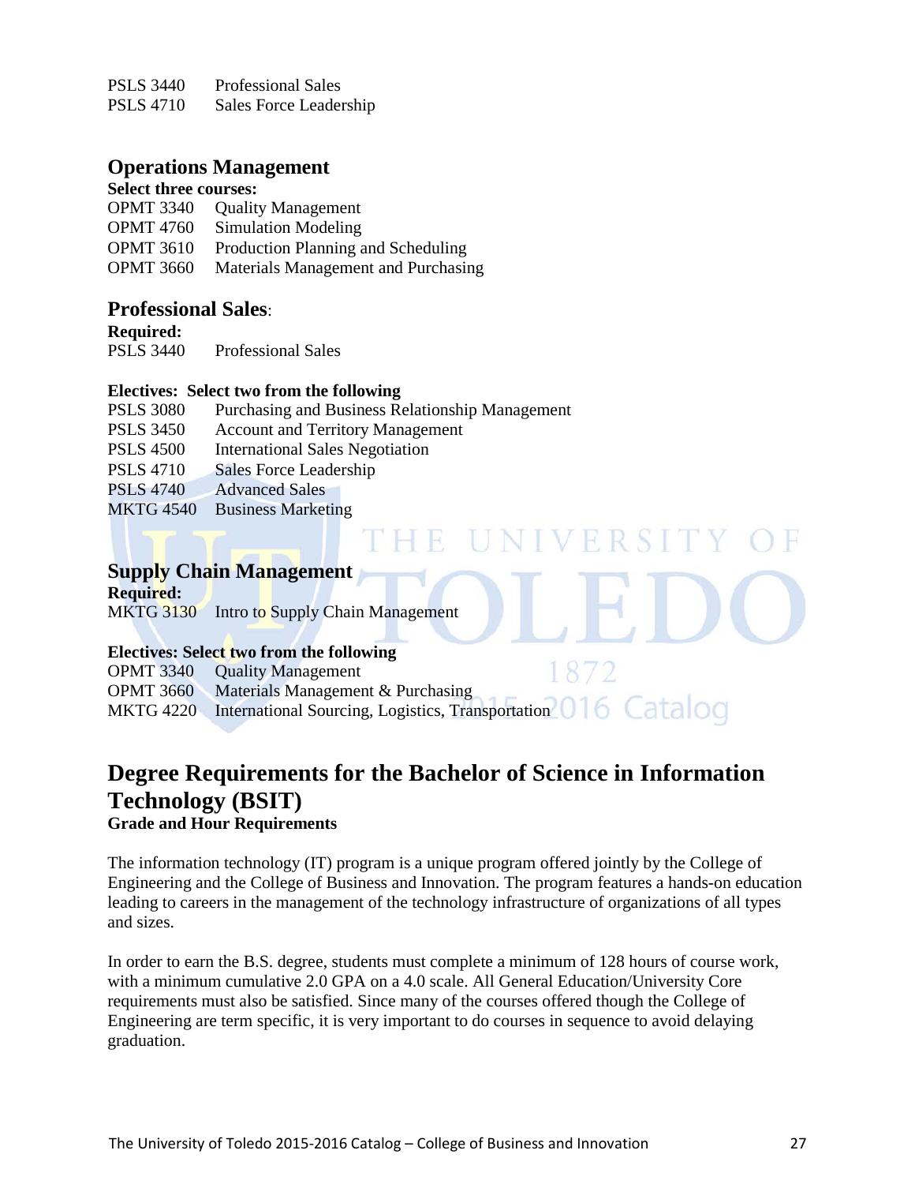PSLS 3440 Professional Sales
PSLS 4710 Sales Force Leadership

## Operations Management

**Select three courses:**

OPMT 3340 Quality Management
OPMT 4760 Simulation Modeling
OPMT 3610 Production Planning and Scheduling
OPMT 3660 Materials Management and Purchasing

## Professional Sales:

**Required:**

PSLS 3440 Professional Sales

**Electives: Select two from the following**

PSLS 3080 Purchasing and Business Relationship Management
PSLS 3450 Account and Territory Management
PSLS 4500 International Sales Negotiation
PSLS 4710 Sales Force Leadership
PSLS 4740 Advanced Sales
MKTG 4540 Business Marketing

## Supply Chain Management

**Required:**

MKTG 3130 Intro to Supply Chain Management

**Electives: Select two from the following**

OPMT 3340 Quality Management
OPMT 3660 Materials Management & Purchasing
MKTG 4220 International Sourcing, Logistics, Transportation

# Degree Requirements for the Bachelor of Science in Information Technology (BSIT)

**Grade and Hour Requirements**

The information technology (IT) program is a unique program offered jointly by the College of Engineering and the College of Business and Innovation. The program features a hands-on education leading to careers in the management of the technology infrastructure of organizations of all types and sizes.

In order to earn the B.S. degree, students must complete a minimum of 128 hours of course work, with a minimum cumulative 2.0 GPA on a 4.0 scale. All General Education/University Core requirements must also be satisfied. Since many of the courses offered though the College of Engineering are term specific, it is very important to do courses in sequence to avoid delaying graduation.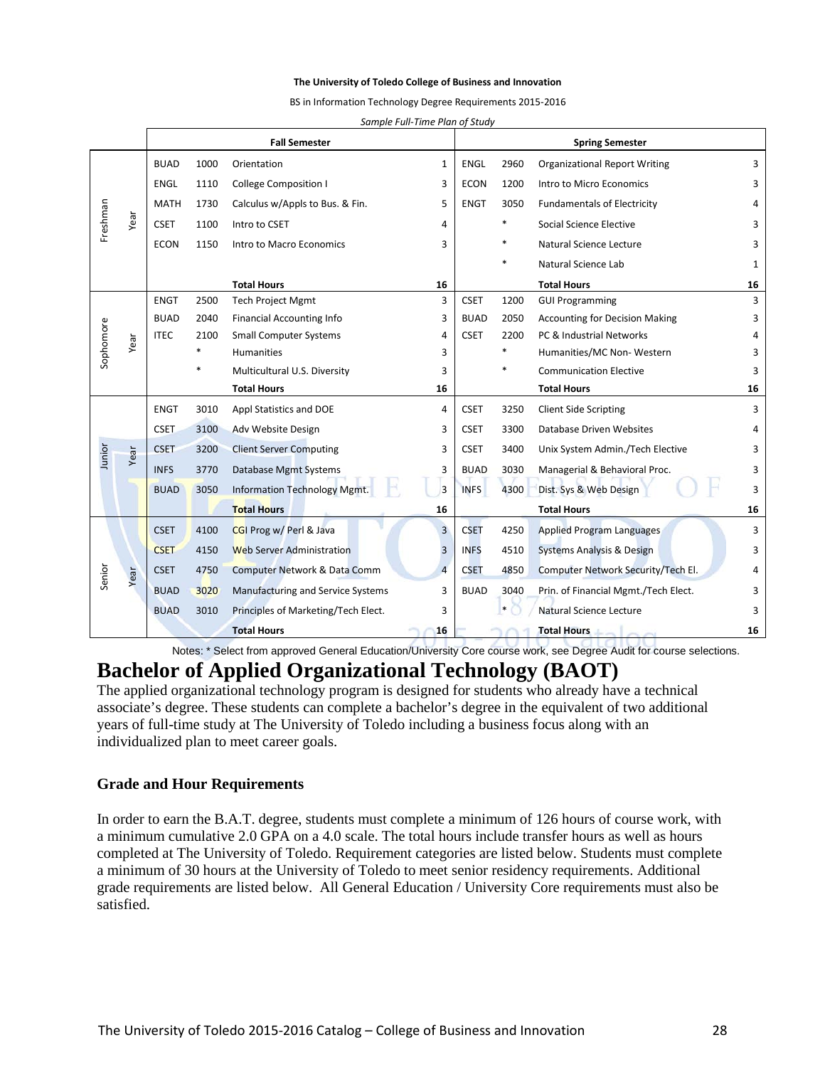**The University of Toledo College of Business and Innovation**

BS in Information Technology Degree Requirements 2015-2016

*Sample Full-Time Plan of Study*

| Year | Fall Semester | | | | Spring Semester | | | |
|---|---|---|---|---|---|---|---|---|
| Freshman Year | BUAD | 1000 | Orientation | 1 | ENGL | 2960 | Organizational Report Writing | 3 |
| | ENGL | 1110 | College Composition I | 3 | ECON | 1200 | Intro to Micro Economics | 3 |
| | MATH | 1730 | Calculus w/Appls to Bus. & Fin. | 5 | ENGT | 3050 | Fundamentals of Electricity | 4 |
| | CSET | 1100 | Intro to CSET | 4 | | * | Social Science Elective | 3 |
| | ECON | 1150 | Intro to Macro Economics | 3 | | * | Natural Science Lecture | 3 |
| | | | | | | * | Natural Science Lab | 1 |
| | | | **Total Hours** | **16** | | | **Total Hours** | **16** |
| Sophomore Year | ENGT | 2500 | Tech Project Mgmt | 3 | CSET | 1200 | GUI Programming | 3 |
| | BUAD | 2040 | Financial Accounting Info | 3 | BUAD | 2050 | Accounting for Decision Making | 3 |
| | ITEC | 2100 | Small Computer Systems | 4 | CSET | 2200 | PC & Industrial Networks | 4 |
| | | * | Humanities | 3 | | * | Humanities/MC Non- Western | 3 |
| | | * | Multicultural U.S. Diversity | 3 | | * | Communication Elective | 3 |
| | | | **Total Hours** | **16** | | | **Total Hours** | **16** |
| Junior Year | ENGT | 3010 | Appl Statistics and DOE | 4 | CSET | 3250 | Client Side Scripting | 3 |
| | CSET | 3100 | Adv Website Design | 3 | CSET | 3300 | Database Driven Websites | 4 |
| | CSET | 3200 | Client Server Computing | 3 | CSET | 3400 | Unix System Admin./Tech Elective | 3 |
| | INFS | 3770 | Database Mgmt Systems | 3 | BUAD | 3030 | Managerial & Behavioral Proc. | 3 |
| | BUAD | 3050 | Information Technology Mgmt. | 3 | INFS | 4300 | Dist. Sys & Web Design | 3 |
| | | | **Total Hours** | **16** | | | **Total Hours** | **16** |
| Senior Year | CSET | 4100 | CGI Prog w/ Perl & Java | 3 | CSET | 4250 | Applied Program Languages | 3 |
| | CSET | 4150 | Web Server Administration | 3 | INFS | 4510 | Systems Analysis & Design | 3 |
| | CSET | 4750 | Computer Network & Data Comm | 4 | CSET | 4850 | Computer Network Security/Tech El. | 4 |
| | BUAD | 3020 | Manufacturing and Service Systems | 3 | BUAD | 3040 | Prin. of Financial Mgmt./Tech Elect. | 3 |
| | BUAD | 3010 | Principles of Marketing/Tech Elect. | 3 | | * | Natural Science Lecture | 3 |
| | | | **Total Hours** | **16** | | | **Total Hours** | **16** |

Notes: * Select from approved General Education/University Core course work, see Degree Audit for course selections.

# Bachelor of Applied Organizational Technology (BAOT)

The applied organizational technology program is designed for students who already have a technical associate's degree. These students can complete a bachelor's degree in the equivalent of two additional years of full-time study at The University of Toledo including a business focus along with an individualized plan to meet career goals.

### Grade and Hour Requirements

In order to earn the B.A.T. degree, students must complete a minimum of 126 hours of course work, with a minimum cumulative 2.0 GPA on a 4.0 scale. The total hours include transfer hours as well as hours completed at The University of Toledo. Requirement categories are listed below. Students must complete a minimum of 30 hours at the University of Toledo to meet senior residency requirements. Additional grade requirements are listed below. All General Education / University Core requirements must also be satisfied.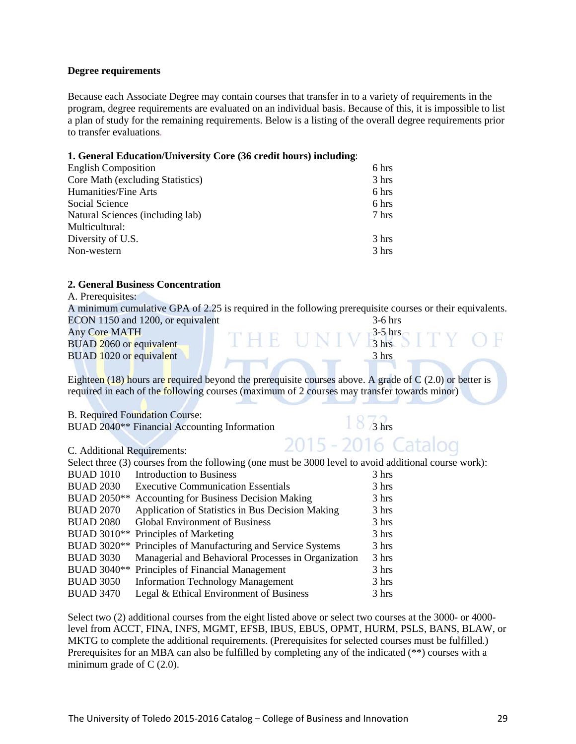**Degree requirements**

Because each Associate Degree may contain courses that transfer in to a variety of requirements in the program, degree requirements are evaluated on an individual basis. Because of this, it is impossible to list a plan of study for the remaining requirements. Below is a listing of the overall degree requirements prior to transfer evaluations.

**1. General Education/University Core (36 credit hours) including**:

| | |
|---|---|
| English Composition | 6 hrs |
| Core Math (excluding Statistics) | 3 hrs |
| Humanities/Fine Arts | 6 hrs |
| Social Science | 6 hrs |
| Natural Sciences (including lab) | 7 hrs |
| Multicultural: | |
| Diversity of U.S. | 3 hrs |
| Non-western | 3 hrs |

**2. General Business Concentration**

A. Prerequisites:

A minimum cumulative GPA of 2.25 is required in the following prerequisite courses or their equivalents.

| | |
|---|---|
| ECON 1150 and 1200, or equivalent | 3-6 hrs |
| Any Core MATH | 3-5 hrs |
| BUAD 2060 or equivalent | 3 hrs |
| BUAD 1020 or equivalent | 3 hrs |

Eighteen (18) hours are required beyond the prerequisite courses above. A grade of C (2.0) or better is required in each of the following courses (maximum of 2 courses may transfer towards minor)

B. Required Foundation Course:

| | |
|---|---|
| BUAD 2040** Financial Accounting Information | 3 hrs |

C. Additional Requirements:

Select three (3) courses from the following (one must be 3000 level to avoid additional course work):

| | | |
|---|---|---|
| BUAD 1010 | Introduction to Business | 3 hrs |
| BUAD 2030 | Executive Communication Essentials | 3 hrs |
| BUAD 2050** | Accounting for Business Decision Making | 3 hrs |
| BUAD 2070 | Application of Statistics in Bus Decision Making | 3 hrs |
| BUAD 2080 | Global Environment of Business | 3 hrs |
| BUAD 3010** | Principles of Marketing | 3 hrs |
| BUAD 3020** | Principles of Manufacturing and Service Systems | 3 hrs |
| BUAD 3030 | Managerial and Behavioral Processes in Organization | 3 hrs |
| BUAD 3040** | Principles of Financial Management | 3 hrs |
| BUAD 3050 | Information Technology Management | 3 hrs |
| BUAD 3470 | Legal & Ethical Environment of Business | 3 hrs |

Select two (2) additional courses from the eight listed above or select two courses at the 3000- or 4000-level from ACCT, FINA, INFS, MGMT, EFSB, IBUS, EBUS, OPMT, HURM, PSLS, BANS, BLAW, or MKTG to complete the additional requirements. (Prerequisites for selected courses must be fulfilled.) Prerequisites for an MBA can also be fulfilled by completing any of the indicated (**) courses with a minimum grade of C (2.0).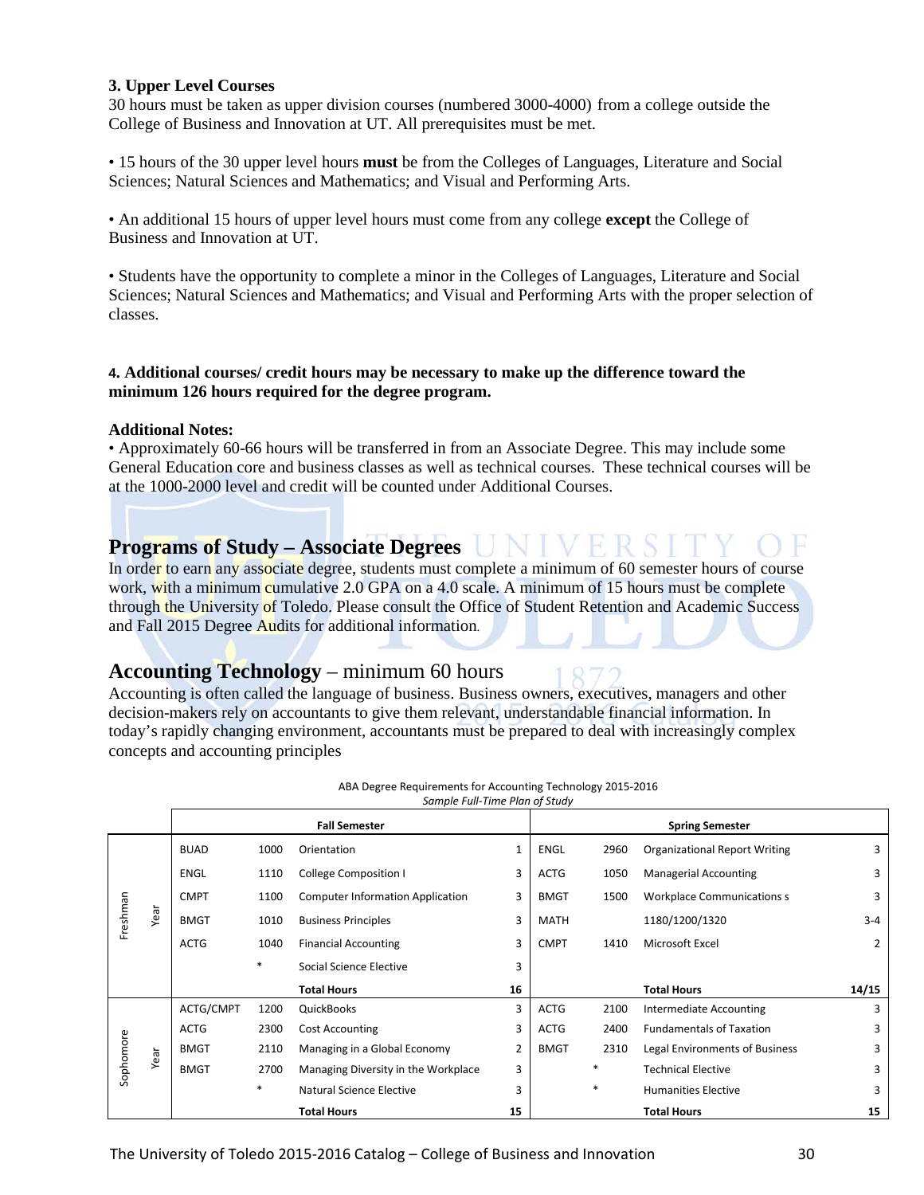**3. Upper Level Courses**
30 hours must be taken as upper division courses (numbered 3000-4000) from a college outside the College of Business and Innovation at UT. All prerequisites must be met.

• 15 hours of the 30 upper level hours **must** be from the Colleges of Languages, Literature and Social Sciences; Natural Sciences and Mathematics; and Visual and Performing Arts.

• An additional 15 hours of upper level hours must come from any college **except** the College of Business and Innovation at UT.

• Students have the opportunity to complete a minor in the Colleges of Languages, Literature and Social Sciences; Natural Sciences and Mathematics; and Visual and Performing Arts with the proper selection of classes.

**4. Additional courses/ credit hours may be necessary to make up the difference toward the minimum 126 hours required for the degree program.**

**Additional Notes:**
• Approximately 60-66 hours will be transferred in from an Associate Degree. This may include some General Education core and business classes as well as technical courses. These technical courses will be at the 1000-2000 level and credit will be counted under Additional Courses.

## Programs of Study – Associate Degrees

In order to earn any associate degree, students must complete a minimum of 60 semester hours of course work, with a minimum cumulative 2.0 GPA on a 4.0 scale. A minimum of 15 hours must be complete through the University of Toledo. Please consult the Office of Student Retention and Academic Success and Fall 2015 Degree Audits for additional information.

## Accounting Technology – minimum 60 hours

Accounting is often called the language of business. Business owners, executives, managers and other decision-makers rely on accountants to give them relevant, understandable financial information. In today's rapidly changing environment, accountants must be prepared to deal with increasingly complex concepts and accounting principles

ABA Degree Requirements for Accounting Technology 2015-2016
*Sample Full-Time Plan of Study*

| Year | Fall Semester | | | | Spring Semester | | | |
|---|---|---|---|---|---|---|---|---|
| Freshman Year | BUAD | 1000 | Orientation | 1 | ENGL | 2960 | Organizational Report Writing | 3 |
| | ENGL | 1110 | College Composition I | 3 | ACTG | 1050 | Managerial Accounting | 3 |
| | CMPT | 1100 | Computer Information Application | 3 | BMGT | 1500 | Workplace Communications s | 3 |
| | BMGT | 1010 | Business Principles | 3 | MATH | | 1180/1200/1320 | 3-4 |
| | ACTG | 1040 | Financial Accounting | 3 | CMPT | 1410 | Microsoft Excel | 2 |
| | | * | Social Science Elective | 3 | | | | |
| | | | **Total Hours** | **16** | | | **Total Hours** | **14/15** |
| Sophomore Year | ACTG/CMPT | 1200 | QuickBooks | 3 | ACTG | 2100 | Intermediate Accounting | 3 |
| | ACTG | 2300 | Cost Accounting | 3 | ACTG | 2400 | Fundamentals of Taxation | 3 |
| | BMGT | 2110 | Managing in a Global Economy | 2 | BMGT | 2310 | Legal Environments of Business | 3 |
| | BMGT | 2700 | Managing Diversity in the Workplace | 3 | | * | Technical Elective | 3 |
| | | * | Natural Science Elective | 3 | | * | Humanities Elective | 3 |
| | | | **Total Hours** | **15** | | | **Total Hours** | **15** |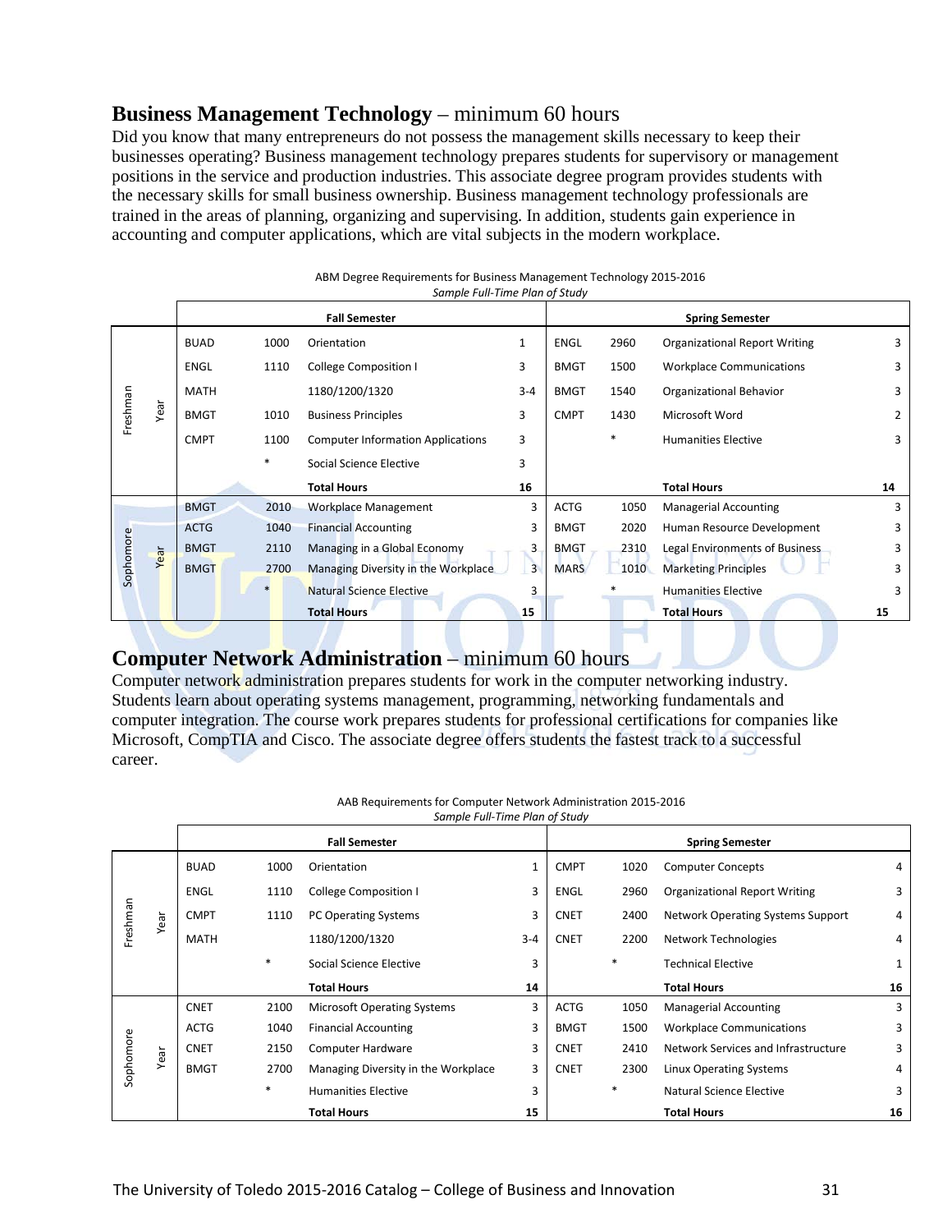## **Business Management Technology** – minimum 60 hours

Did you know that many entrepreneurs do not possess the management skills necessary to keep their businesses operating? Business management technology prepares students for supervisory or management positions in the service and production industries. This associate degree program provides students with the necessary skills for small business ownership. Business management technology professionals are trained in the areas of planning, organizing and supervising. In addition, students gain experience in accounting and computer applications, which are vital subjects in the modern workplace.

ABM Degree Requirements for Business Management Technology 2015-2016
*Sample Full-Time Plan of Study*

| | Fall Semester | | | | Spring Semester | | | |
|---|---|---|---|---|---|---|---|---|
| Freshman Year | BUAD | 1000 | Orientation | 1 | ENGL | 2960 | Organizational Report Writing | 3 |
| | ENGL | 1110 | College Composition I | 3 | BMGT | 1500 | Workplace Communications | 3 |
| | MATH | | 1180/1200/1320 | 3-4 | BMGT | 1540 | Organizational Behavior | 3 |
| | BMGT | 1010 | Business Principles | 3 | CMPT | 1430 | Microsoft Word | 2 |
| | CMPT | 1100 | Computer Information Applications | 3 | | * | Humanities Elective | 3 |
| | | * | Social Science Elective | 3 | | | | |
| | | | **Total Hours** | **16** | | | **Total Hours** | **14** |
| Sophomore Year | BMGT | 2010 | Workplace Management | 3 | ACTG | 1050 | Managerial Accounting | 3 |
| | ACTG | 1040 | Financial Accounting | 3 | BMGT | 2020 | Human Resource Development | 3 |
| | BMGT | 2110 | Managing in a Global Economy | 3 | BMGT | 2310 | Legal Environments of Business | 3 |
| | BMGT | 2700 | Managing Diversity in the Workplace | 3 | MARS | 1010 | Marketing Principles | 3 |
| | | * | Natural Science Elective | 3 | | * | Humanities Elective | 3 |
| | | | **Total Hours** | **15** | | | **Total Hours** | **15** |

## **Computer Network Administration** – minimum 60 hours

Computer network administration prepares students for work in the computer networking industry. Students learn about operating systems management, programming, networking fundamentals and computer integration. The course work prepares students for professional certifications for companies like Microsoft, CompTIA and Cisco. The associate degree offers students the fastest track to a successful career.

AAB Requirements for Computer Network Administration 2015-2016
*Sample Full-Time Plan of Study*

| | Fall Semester | | | | Spring Semester | | | |
|---|---|---|---|---|---|---|---|---|
| Freshman Year | BUAD | 1000 | Orientation | 1 | CMPT | 1020 | Computer Concepts | 4 |
| | ENGL | 1110 | College Composition I | 3 | ENGL | 2960 | Organizational Report Writing | 3 |
| | CMPT | 1110 | PC Operating Systems | 3 | CNET | 2400 | Network Operating Systems Support | 4 |
| | MATH | | 1180/1200/1320 | 3-4 | CNET | 2200 | Network Technologies | 4 |
| | | * | Social Science Elective | 3 | | * | Technical Elective | 1 |
| | | | **Total Hours** | **14** | | | **Total Hours** | **16** |
| Sophomore Year | CNET | 2100 | Microsoft Operating Systems | 3 | ACTG | 1050 | Managerial Accounting | 3 |
| | ACTG | 1040 | Financial Accounting | 3 | BMGT | 1500 | Workplace Communications | 3 |
| | CNET | 2150 | Computer Hardware | 3 | CNET | 2410 | Network Services and Infrastructure | 3 |
| | BMGT | 2700 | Managing Diversity in the Workplace | 3 | CNET | 2300 | Linux Operating Systems | 4 |
| | | * | Humanities Elective | 3 | | * | Natural Science Elective | 3 |
| | | | **Total Hours** | **15** | | | **Total Hours** | **16** |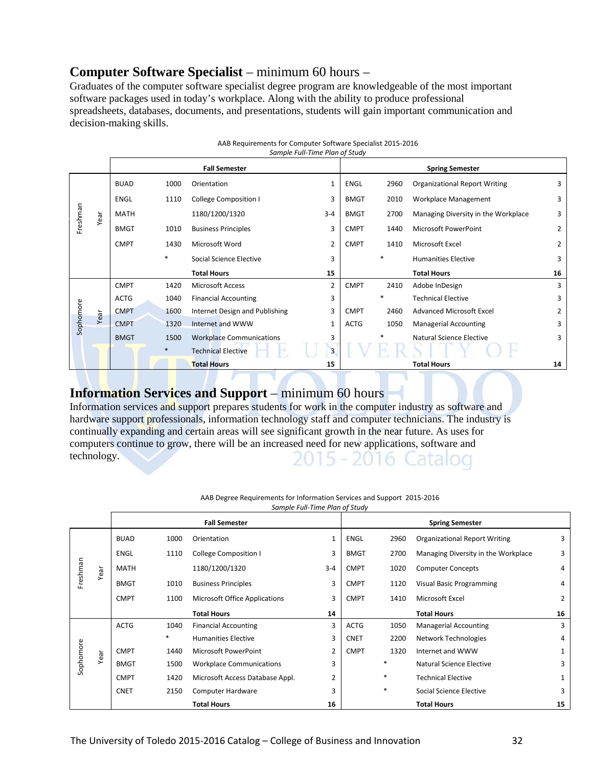## Computer Software Specialist – minimum 60 hours –

Graduates of the computer software specialist degree program are knowledgeable of the most important software packages used in today's workplace. Along with the ability to produce professional spreadsheets, databases, documents, and presentations, students will gain important communication and decision-making skills.

AAB Requirements for Computer Software Specialist 2015-2016
*Sample Full-Time Plan of Study*

| | Fall Semester | | | | Spring Semester | | | |
|---|---|---|---|---|---|---|---|---|
| Freshman Year | BUAD | 1000 | Orientation | 1 | ENGL | 2960 | Organizational Report Writing | 3 |
| | ENGL | 1110 | College Composition I | 3 | BMGT | 2010 | Workplace Management | 3 |
| | MATH | | 1180/1200/1320 | 3-4 | BMGT | 2700 | Managing Diversity in the Workplace | 3 |
| | BMGT | 1010 | Business Principles | 3 | CMPT | 1440 | Microsoft PowerPoint | 2 |
| | CMPT | 1430 | Microsoft Word | 2 | CMPT | 1410 | Microsoft Excel | 2 |
| | | * | Social Science Elective | 3 | | * | Humanities Elective | 3 |
| | | | **Total Hours** | **15** | | | **Total Hours** | **16** |
| Sophomore Year | CMPT | 1420 | Microsoft Access | 2 | CMPT | 2410 | Adobe InDesign | 3 |
| | ACTG | 1040 | Financial Accounting | 3 | | * | Technical Elective | 3 |
| | CMPT | 1600 | Internet Design and Publishing | 3 | CMPT | 2460 | Advanced Microsoft Excel | 2 |
| | CMPT | 1320 | Internet and WWW | 1 | ACTG | 1050 | Managerial Accounting | 3 |
| | BMGT | 1500 | Workplace Communications | 3 | | * | Natural Science Elective | 3 |
| | | * | Technical Elective | 3 | | | | |
| | | | **Total Hours** | **15** | | | **Total Hours** | **14** |

## Information Services and Support – minimum 60 hours

Information services and support prepares students for work in the computer industry as software and hardware support professionals, information technology staff and computer technicians. The industry is continually expanding and certain areas will see significant growth in the near future. As uses for computers continue to grow, there will be an increased need for new applications, software and technology.

AAB Degree Requirements for Information Services and Support 2015-2016
*Sample Full-Time Plan of Study*

| | Fall Semester | | | | Spring Semester | | | |
|---|---|---|---|---|---|---|---|---|
| Freshman Year | BUAD | 1000 | Orientation | 1 | ENGL | 2960 | Organizational Report Writing | 3 |
| | ENGL | 1110 | College Composition I | 3 | BMGT | 2700 | Managing Diversity in the Workplace | 3 |
| | MATH | | 1180/1200/1320 | 3-4 | CMPT | 1020 | Computer Concepts | 4 |
| | BMGT | 1010 | Business Principles | 3 | CMPT | 1120 | Visual Basic Programming | 4 |
| | CMPT | 1100 | Microsoft Office Applications | 3 | CMPT | 1410 | Microsoft Excel | 2 |
| | | | **Total Hours** | **14** | | | **Total Hours** | **16** |
| Sophomore Year | ACTG | 1040 | Financial Accounting | 3 | ACTG | 1050 | Managerial Accounting | 3 |
| | | * | Humanities Elective | 3 | CNET | 2200 | Network Technologies | 4 |
| | CMPT | 1440 | Microsoft PowerPoint | 2 | CMPT | 1320 | Internet and WWW | 1 |
| | BMGT | 1500 | Workplace Communications | 3 | | * | Natural Science Elective | 3 |
| | CMPT | 1420 | Microsoft Access Database Appl. | 2 | | * | Technical Elective | 1 |
| | CNET | 2150 | Computer Hardware | 3 | | * | Social Science Elective | 3 |
| | | | **Total Hours** | **16** | | | **Total Hours** | **15** |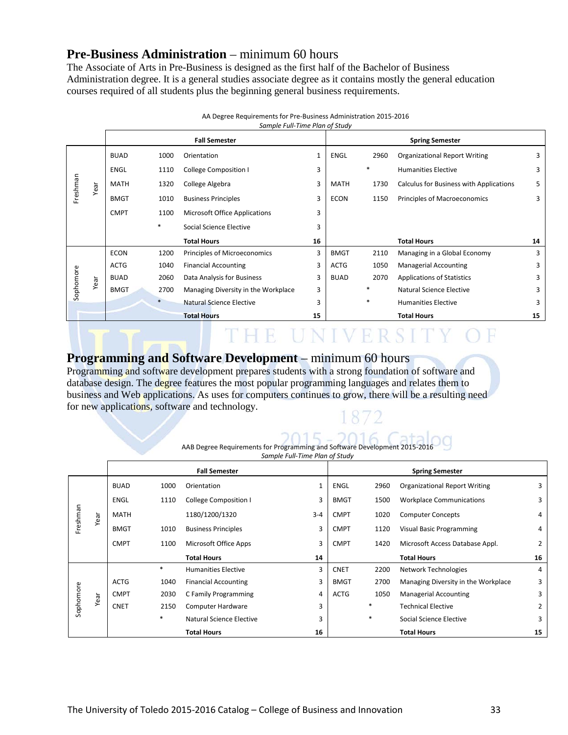## Pre-Business Administration – minimum 60 hours

The Associate of Arts in Pre-Business is designed as the first half of the Bachelor of Business Administration degree. It is a general studies associate degree as it contains mostly the general education courses required of all students plus the beginning general business requirements.

AA Degree Requirements for Pre-Business Administration 2015-2016

*Sample Full-Time Plan of Study*

| | Fall Semester | | | | Spring Semester | | | |
|---|---|---|---|---|---|---|---|---|
| Freshman Year | BUAD | 1000 | Orientation | 1 | ENGL | 2960 | Organizational Report Writing | 3 |
| | ENGL | 1110 | College Composition I | 3 | | * | Humanities Elective | 3 |
| | MATH | 1320 | College Algebra | 3 | MATH | 1730 | Calculus for Business with Applications | 5 |
| | BMGT | 1010 | Business Principles | 3 | ECON | 1150 | Principles of Macroeconomics | 3 |
| | CMPT | 1100 | Microsoft Office Applications | 3 | | | | |
| | | * | Social Science Elective | 3 | | | | |
| | | | **Total Hours** | **16** | | | **Total Hours** | **14** |
| Sophomore Year | ECON | 1200 | Principles of Microeconomics | 3 | BMGT | 2110 | Managing in a Global Economy | 3 |
| | ACTG | 1040 | Financial Accounting | 3 | ACTG | 1050 | Managerial Accounting | 3 |
| | BUAD | 2060 | Data Analysis for Business | 3 | BUAD | 2070 | Applications of Statistics | 3 |
| | BMGT | 2700 | Managing Diversity in the Workplace | 3 | | * | Natural Science Elective | 3 |
| | | * | Natural Science Elective | 3 | | * | Humanities Elective | 3 |
| | | | **Total Hours** | **15** | | | **Total Hours** | **15** |

## Programming and Software Development – minimum 60 hours

Programming and software development prepares students with a strong foundation of software and database design. The degree features the most popular programming languages and relates them to business and Web applications. As uses for computers continues to grow, there will be a resulting need for new applications, software and technology.

AAB Degree Requirements for Programming and Software Development 2015-2016

*Sample Full-Time Plan of Study*

| | Fall Semester | | | | Spring Semester | | | |
|---|---|---|---|---|---|---|---|---|
| Freshman Year | BUAD | 1000 | Orientation | 1 | ENGL | 2960 | Organizational Report Writing | 3 |
| | ENGL | 1110 | College Composition I | 3 | BMGT | 1500 | Workplace Communications | 3 |
| | MATH | | 1180/1200/1320 | 3-4 | CMPT | 1020 | Computer Concepts | 4 |
| | BMGT | 1010 | Business Principles | 3 | CMPT | 1120 | Visual Basic Programming | 4 |
| | CMPT | 1100 | Microsoft Office Apps | 3 | CMPT | 1420 | Microsoft Access Database Appl. | 2 |
| | | | **Total Hours** | **14** | | | **Total Hours** | **16** |
| Sophomore Year | | * | Humanities Elective | 3 | CNET | 2200 | Network Technologies | 4 |
| | ACTG | 1040 | Financial Accounting | 3 | BMGT | 2700 | Managing Diversity in the Workplace | 3 |
| | CMPT | 2030 | C Family Programming | 4 | ACTG | 1050 | Managerial Accounting | 3 |
| | CNET | 2150 | Computer Hardware | 3 | | * | Technical Elective | 2 |
| | | * | Natural Science Elective | 3 | | * | Social Science Elective | 3 |
| | | | **Total Hours** | **16** | | | **Total Hours** | **15** |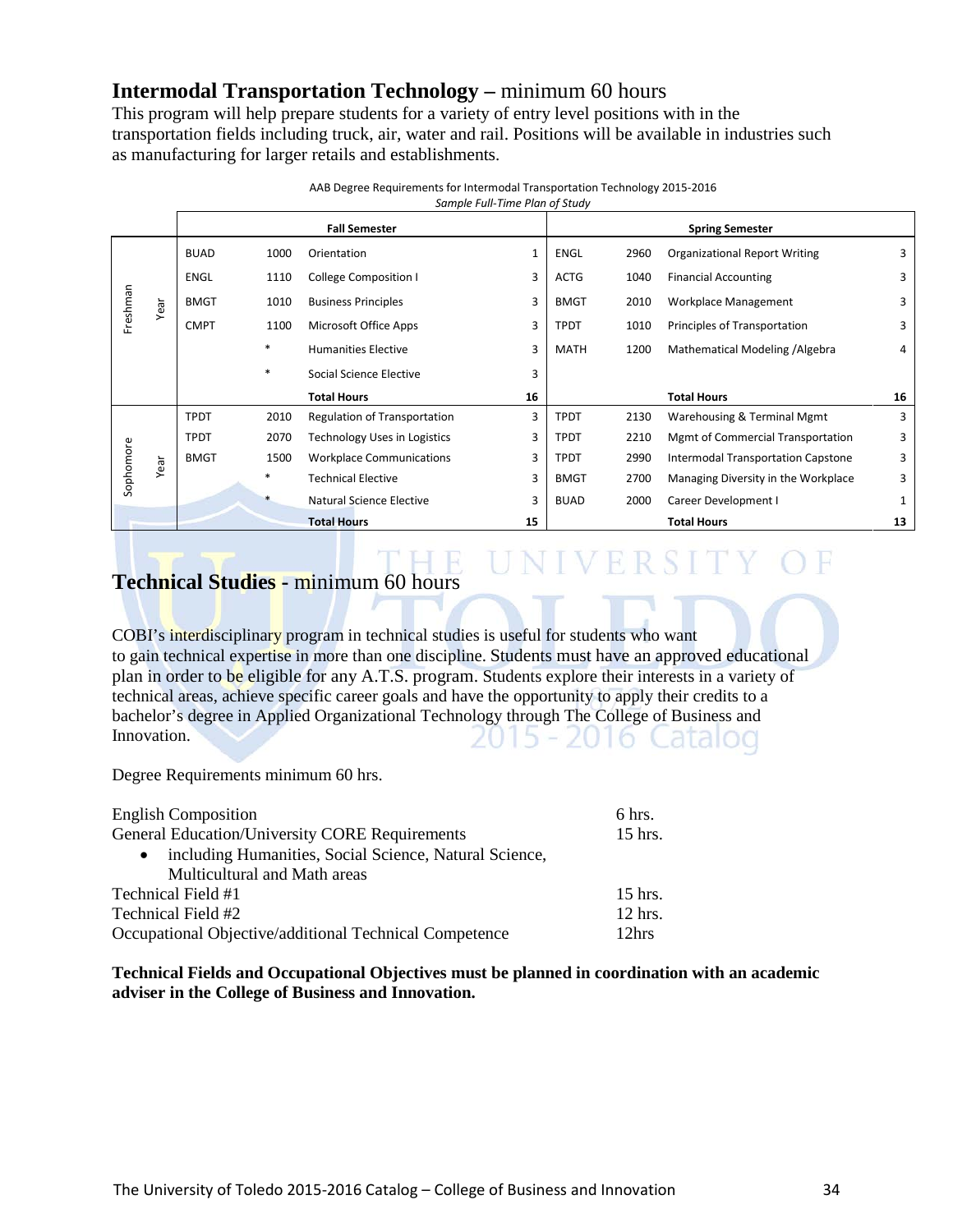## **Intermodal Transportation Technology –** minimum 60 hours

This program will help prepare students for a variety of entry level positions with in the transportation fields including truck, air, water and rail. Positions will be available in industries such as manufacturing for larger retails and establishments.

AAB Degree Requirements for Intermodal Transportation Technology 2015-2016
*Sample Full-Time Plan of Study*

| | Fall Semester | | | | Spring Semester | | | |
|---|---|---|---|---|---|---|---|---|
| Freshman Year | BUAD | 1000 | Orientation | 1 | ENGL | 2960 | Organizational Report Writing | 3 |
| | ENGL | 1110 | College Composition I | 3 | ACTG | 1040 | Financial Accounting | 3 |
| | BMGT | 1010 | Business Principles | 3 | BMGT | 2010 | Workplace Management | 3 |
| | CMPT | 1100 | Microsoft Office Apps | 3 | TPDT | 1010 | Principles of Transportation | 3 |
| | | * | Humanities Elective | 3 | MATH | 1200 | Mathematical Modeling /Algebra | 4 |
| | | * | Social Science Elective | 3 | | | | |
| | | | **Total Hours** | **16** | | | **Total Hours** | **16** |
| Sophomore Year | TPDT | 2010 | Regulation of Transportation | 3 | TPDT | 2130 | Warehousing & Terminal Mgmt | 3 |
| | TPDT | 2070 | Technology Uses in Logistics | 3 | TPDT | 2210 | Mgmt of Commercial Transportation | 3 |
| | BMGT | 1500 | Workplace Communications | 3 | TPDT | 2990 | Intermodal Transportation Capstone | 3 |
| | | * | Technical Elective | 3 | BMGT | 2700 | Managing Diversity in the Workplace | 3 |
| | | * | Natural Science Elective | 3 | BUAD | 2000 | Career Development I | 1 |
| | | | **Total Hours** | **15** | | | **Total Hours** | **13** |

## **Technical Studies -** minimum 60 hours

COBI's interdisciplinary program in technical studies is useful for students who want to gain technical expertise in more than one discipline. Students must have an approved educational plan in order to be eligible for any A.T.S. program. Students explore their interests in a variety of technical areas, achieve specific career goals and have the opportunity to apply their credits to a bachelor's degree in Applied Organizational Technology through The College of Business and Innovation.

Degree Requirements minimum 60 hrs.

| | |
|---|---|
| English Composition | 6 hrs. |
| General Education/University CORE Requirements | 15 hrs. |
| • including Humanities, Social Science, Natural Science, Multicultural and Math areas | |
| Technical Field #1 | 15 hrs. |
| Technical Field #2 | 12 hrs. |
| Occupational Objective/additional Technical Competence | 12hrs |

**Technical Fields and Occupational Objectives must be planned in coordination with an academic adviser in the College of Business and Innovation.**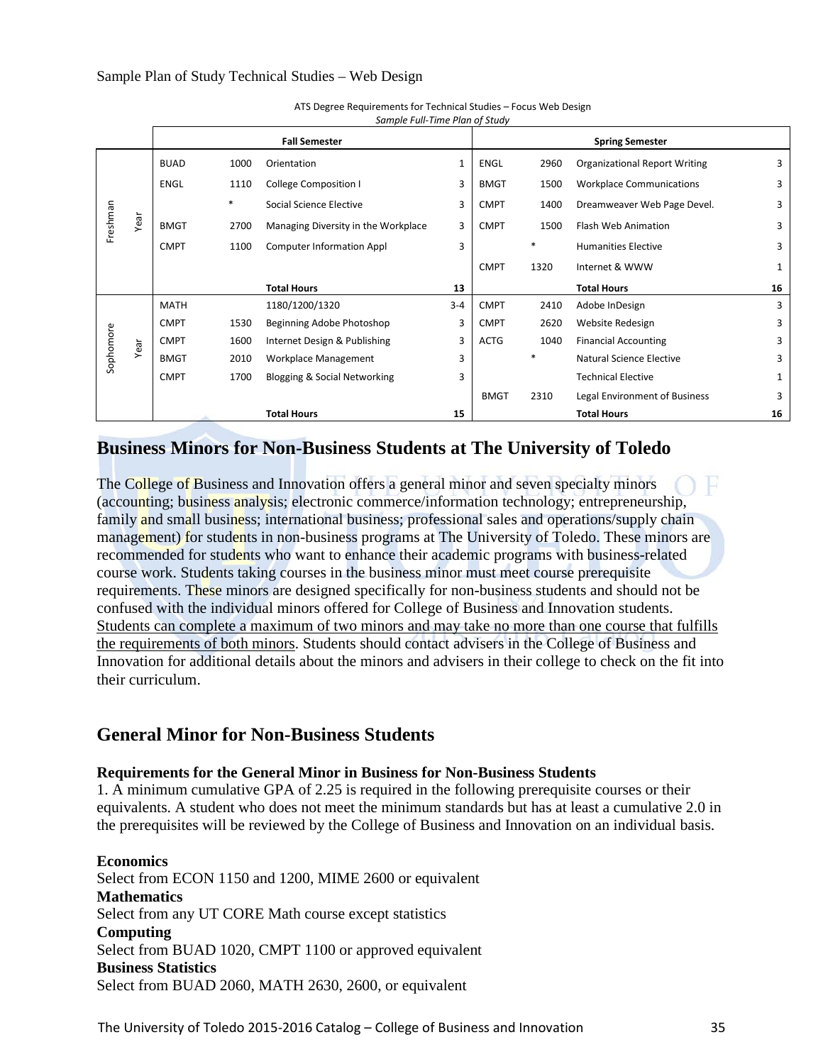Sample Plan of Study Technical Studies – Web Design

ATS Degree Requirements for Technical Studies – Focus Web Design
*Sample Full-Time Plan of Study*

| | | | Fall Semester | | | | Spring Semester | |
|---|---|---|---|---|---|---|---|---|
| Freshman Year | BUAD | 1000 | Orientation | 1 | ENGL | 2960 | Organizational Report Writing | 3 |
| | ENGL | 1110 | College Composition I | 3 | BMGT | 1500 | Workplace Communications | 3 |
| | | * | Social Science Elective | 3 | CMPT | 1400 | Dreamweaver Web Page Devel. | 3 |
| | BMGT | 2700 | Managing Diversity in the Workplace | 3 | CMPT | 1500 | Flash Web Animation | 3 |
| | CMPT | 1100 | Computer Information Appl | 3 | | * | Humanities Elective | 3 |
| | | | | | CMPT | 1320 | Internet & WWW | 1 |
| | | | **Total Hours** | **13** | | | **Total Hours** | **16** |
| Sophomore Year | MATH | | 1180/1200/1320 | 3-4 | CMPT | 2410 | Adobe InDesign | 3 |
| | CMPT | 1530 | Beginning Adobe Photoshop | 3 | CMPT | 2620 | Website Redesign | 3 |
| | CMPT | 1600 | Internet Design & Publishing | 3 | ACTG | 1040 | Financial Accounting | 3 |
| | BMGT | 2010 | Workplace Management | 3 | | * | Natural Science Elective | 3 |
| | CMPT | 1700 | Blogging & Social Networking | 3 | | | Technical Elective | 1 |
| | | | | | BMGT | 2310 | Legal Environment of Business | 3 |
| | | | **Total Hours** | **15** | | | **Total Hours** | **16** |

## Business Minors for Non-Business Students at The University of Toledo

The College of Business and Innovation offers a general minor and seven specialty minors (accounting; business analysis; electronic commerce/information technology; entrepreneurship, family and small business; international business; professional sales and operations/supply chain management) for students in non-business programs at The University of Toledo. These minors are recommended for students who want to enhance their academic programs with business-related course work. Students taking courses in the business minor must meet course prerequisite requirements. These minors are designed specifically for non-business students and should not be confused with the individual minors offered for College of Business and Innovation students. <u>Students can complete a maximum of two minors and may take no more than one course that fulfills the requirements of both minors</u>. Students should contact advisers in the College of Business and Innovation for additional details about the minors and advisers in their college to check on the fit into their curriculum.

## General Minor for Non-Business Students

**Requirements for the General Minor in Business for Non-Business Students**

1. A minimum cumulative GPA of 2.25 is required in the following prerequisite courses or their equivalents. A student who does not meet the minimum standards but has at least a cumulative 2.0 in the prerequisites will be reviewed by the College of Business and Innovation on an individual basis.

**Economics**
Select from ECON 1150 and 1200, MIME 2600 or equivalent
**Mathematics**
Select from any UT CORE Math course except statistics
**Computing**
Select from BUAD 1020, CMPT 1100 or approved equivalent
**Business Statistics**
Select from BUAD 2060, MATH 2630, 2600, or equivalent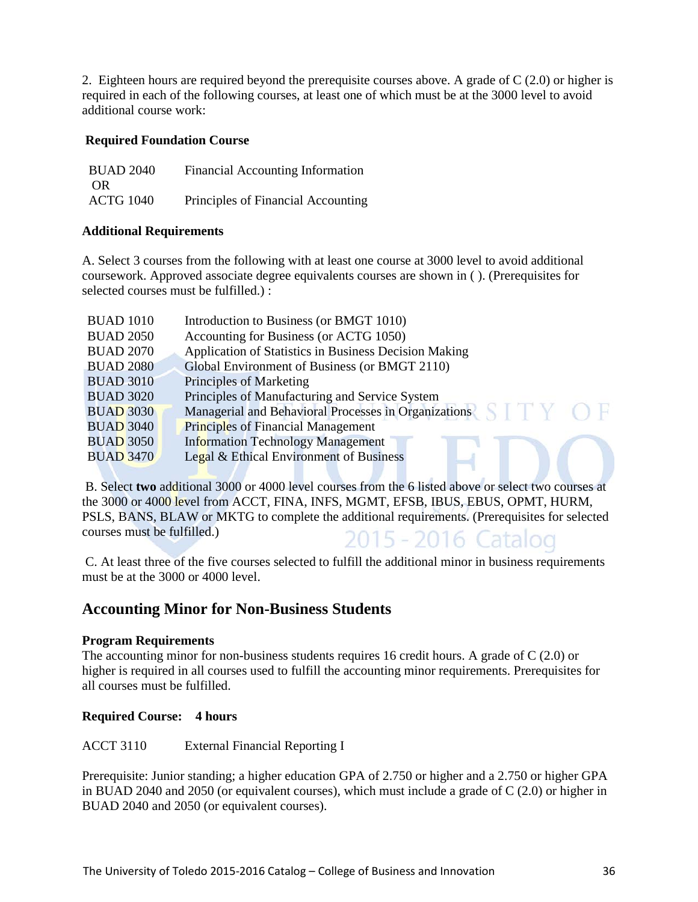2. Eighteen hours are required beyond the prerequisite courses above. A grade of C (2.0) or higher is required in each of the following courses, at least one of which must be at the 3000 level to avoid additional course work:

**Required Foundation Course**

| | |
|---|---|
| BUAD 2040 | Financial Accounting Information |
| OR | |
| ACTG 1040 | Principles of Financial Accounting |

**Additional Requirements**

A. Select 3 courses from the following with at least one course at 3000 level to avoid additional coursework. Approved associate degree equivalents courses are shown in ( ). (Prerequisites for selected courses must be fulfilled.) :

| | |
|---|---|
| BUAD 1010 | Introduction to Business (or BMGT 1010) |
| BUAD 2050 | Accounting for Business (or ACTG 1050) |
| BUAD 2070 | Application of Statistics in Business Decision Making |
| BUAD 2080 | Global Environment of Business (or BMGT 2110) |
| BUAD 3010 | Principles of Marketing |
| BUAD 3020 | Principles of Manufacturing and Service System |
| BUAD 3030 | Managerial and Behavioral Processes in Organizations |
| BUAD 3040 | Principles of Financial Management |
| BUAD 3050 | Information Technology Management |
| BUAD 3470 | Legal & Ethical Environment of Business |

B. Select **two** additional 3000 or 4000 level courses from the 6 listed above or select two courses at the 3000 or 4000 level from ACCT, FINA, INFS, MGMT, EFSB, IBUS, EBUS, OPMT, HURM, PSLS, BANS, BLAW or MKTG to complete the additional requirements. (Prerequisites for selected courses must be fulfilled.)

C. At least three of the five courses selected to fulfill the additional minor in business requirements must be at the 3000 or 4000 level.

## Accounting Minor for Non-Business Students

**Program Requirements**

The accounting minor for non-business students requires 16 credit hours. A grade of C (2.0) or higher is required in all courses used to fulfill the accounting minor requirements. Prerequisites for all courses must be fulfilled.

**Required Course: 4 hours**

| | |
|---|---|
| ACCT 3110 | External Financial Reporting I |

Prerequisite: Junior standing; a higher education GPA of 2.750 or higher and a 2.750 or higher GPA in BUAD 2040 and 2050 (or equivalent courses), which must include a grade of C (2.0) or higher in BUAD 2040 and 2050 (or equivalent courses).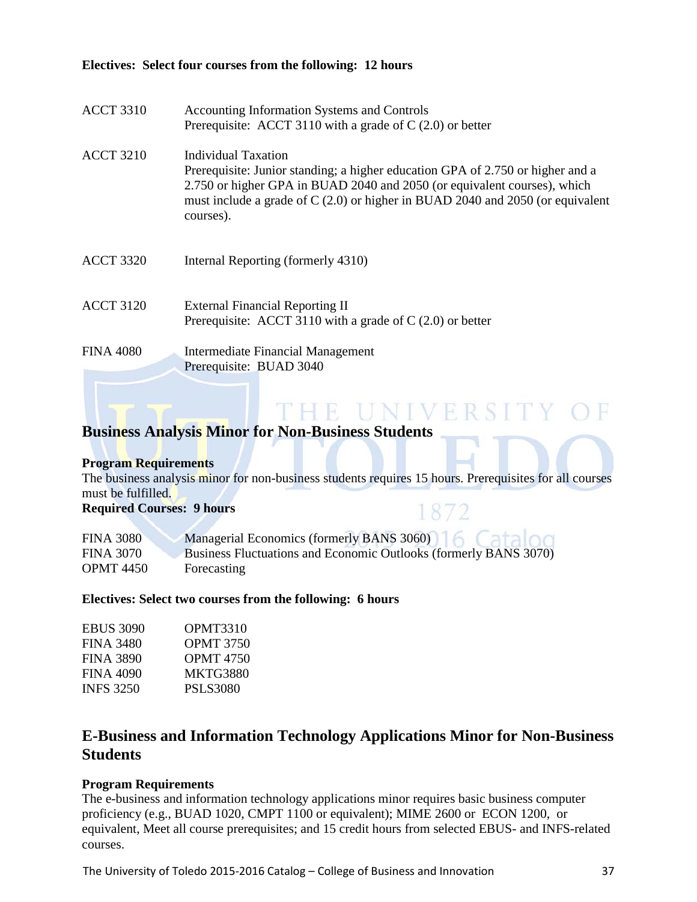**Electives: Select four courses from the following: 12 hours**

| | |
|---|---|
| ACCT 3310 | Accounting Information Systems and Controls<br>Prerequisite: ACCT 3110 with a grade of C (2.0) or better |
| ACCT 3210 | Individual Taxation<br>Prerequisite: Junior standing; a higher education GPA of 2.750 or higher and a 2.750 or higher GPA in BUAD 2040 and 2050 (or equivalent courses), which must include a grade of C (2.0) or higher in BUAD 2040 and 2050 (or equivalent courses). |
| ACCT 3320 | Internal Reporting (formerly 4310) |
| ACCT 3120 | External Financial Reporting II<br>Prerequisite: ACCT 3110 with a grade of C (2.0) or better |
| FINA 4080 | Intermediate Financial Management<br>Prerequisite: BUAD 3040 |

## Business Analysis Minor for Non-Business Students

**Program Requirements**

The business analysis minor for non-business students requires 15 hours. Prerequisites for all courses must be fulfilled.

**Required Courses: 9 hours**

| | |
|---|---|
| FINA 3080 | Managerial Economics (formerly BANS 3060) |
| FINA 3070 | Business Fluctuations and Economic Outlooks (formerly BANS 3070) |
| OPMT 4450 | Forecasting |

**Electives: Select two courses from the following: 6 hours**

| | |
|---|---|
| EBUS 3090 | OPMT3310 |
| FINA 3480 | OPMT 3750 |
| FINA 3890 | OPMT 4750 |
| FINA 4090 | MKTG3880 |
| INFS 3250 | PSLS3080 |

## E-Business and Information Technology Applications Minor for Non-Business Students

**Program Requirements**

The e-business and information technology applications minor requires basic business computer proficiency (e.g., BUAD 1020, CMPT 1100 or equivalent); MIME 2600 or ECON 1200, or equivalent, Meet all course prerequisites; and 15 credit hours from selected EBUS- and INFS-related courses.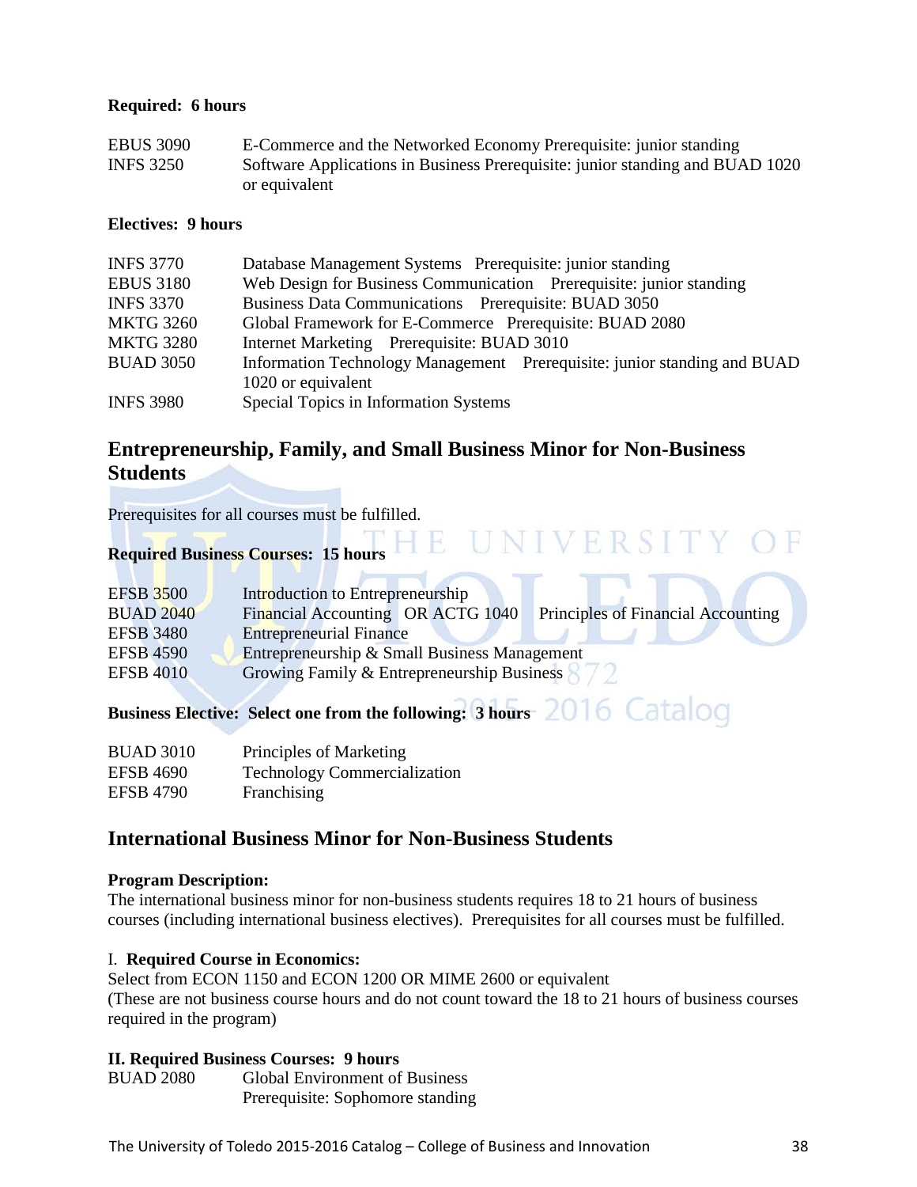**Required: 6 hours**

| | |
|---|---|
| EBUS 3090 | E-Commerce and the Networked Economy Prerequisite: junior standing |
| INFS 3250 | Software Applications in Business Prerequisite: junior standing and BUAD 1020 or equivalent |

**Electives: 9 hours**

| | |
|---|---|
| INFS 3770 | Database Management Systems Prerequisite: junior standing |
| EBUS 3180 | Web Design for Business Communication Prerequisite: junior standing |
| INFS 3370 | Business Data Communications Prerequisite: BUAD 3050 |
| MKTG 3260 | Global Framework for E-Commerce Prerequisite: BUAD 2080 |
| MKTG 3280 | Internet Marketing Prerequisite: BUAD 3010 |
| BUAD 3050 | Information Technology Management Prerequisite: junior standing and BUAD 1020 or equivalent |
| INFS 3980 | Special Topics in Information Systems |

## Entrepreneurship, Family, and Small Business Minor for Non-Business Students

Prerequisites for all courses must be fulfilled.

**Required Business Courses: 15 hours**

| | |
|---|---|
| EFSB 3500 | Introduction to Entrepreneurship |
| BUAD 2040 | Financial Accounting OR ACTG 1040 Principles of Financial Accounting |
| EFSB 3480 | Entrepreneurial Finance |
| EFSB 4590 | Entrepreneurship & Small Business Management |
| EFSB 4010 | Growing Family & Entrepreneurship Business |

**Business Elective: Select one from the following: 3 hours**

| | |
|---|---|
| BUAD 3010 | Principles of Marketing |
| EFSB 4690 | Technology Commercialization |
| EFSB 4790 | Franchising |

## International Business Minor for Non-Business Students

**Program Description:**
The international business minor for non-business students requires 18 to 21 hours of business courses (including international business electives). Prerequisites for all courses must be fulfilled.

I. **Required Course in Economics:**
Select from ECON 1150 and ECON 1200 OR MIME 2600 or equivalent
(These are not business course hours and do not count toward the 18 to 21 hours of business courses required in the program)

**II. Required Business Courses: 9 hours**

| | |
|---|---|
| BUAD 2080 | Global Environment of Business<br>Prerequisite: Sophomore standing |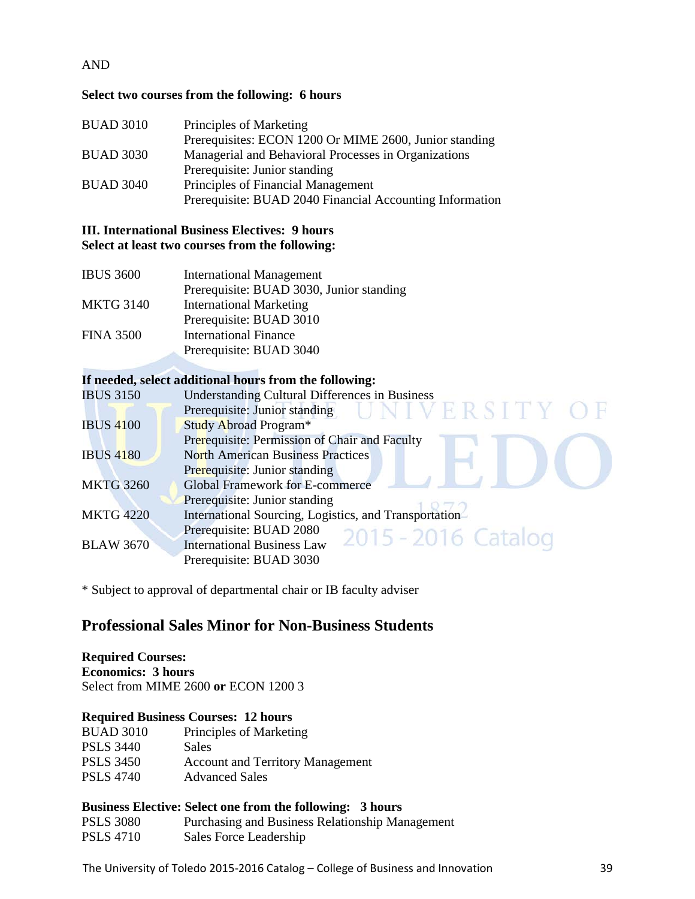AND

**Select two courses from the following: 6 hours**

| | |
|---|---|
| BUAD 3010 | Principles of Marketing<br>Prerequisites: ECON 1200 Or MIME 2600, Junior standing |
| BUAD 3030 | Managerial and Behavioral Processes in Organizations<br>Prerequisite: Junior standing |
| BUAD 3040 | Principles of Financial Management<br>Prerequisite: BUAD 2040 Financial Accounting Information |

**III. International Business Electives: 9 hours**
**Select at least two courses from the following:**

| | |
|---|---|
| IBUS 3600 | International Management<br>Prerequisite: BUAD 3030, Junior standing |
| MKTG 3140 | International Marketing<br>Prerequisite: BUAD 3010 |
| FINA 3500 | International Finance<br>Prerequisite: BUAD 3040 |

**If needed, select additional hours from the following:**

| | |
|---|---|
| IBUS 3150 | Understanding Cultural Differences in Business<br>Prerequisite: Junior standing |
| IBUS 4100 | Study Abroad Program*<br>Prerequisite: Permission of Chair and Faculty |
| IBUS 4180 | North American Business Practices<br>Prerequisite: Junior standing |
| MKTG 3260 | Global Framework for E-commerce<br>Prerequisite: Junior standing |
| MKTG 4220 | International Sourcing, Logistics, and Transportation<br>Prerequisite: BUAD 2080 |
| BLAW 3670 | International Business Law<br>Prerequisite: BUAD 3030 |

* Subject to approval of departmental chair or IB faculty adviser

## Professional Sales Minor for Non-Business Students

**Required Courses:**
**Economics: 3 hours**
Select from MIME 2600 **or** ECON 1200 3

**Required Business Courses: 12 hours**

| | |
|---|---|
| BUAD 3010 | Principles of Marketing |
| PSLS 3440 | Sales |
| PSLS 3450 | Account and Territory Management |
| PSLS 4740 | Advanced Sales |

**Business Elective: Select one from the following: 3 hours**

| | |
|---|---|
| PSLS 3080 | Purchasing and Business Relationship Management |
| PSLS 4710 | Sales Force Leadership |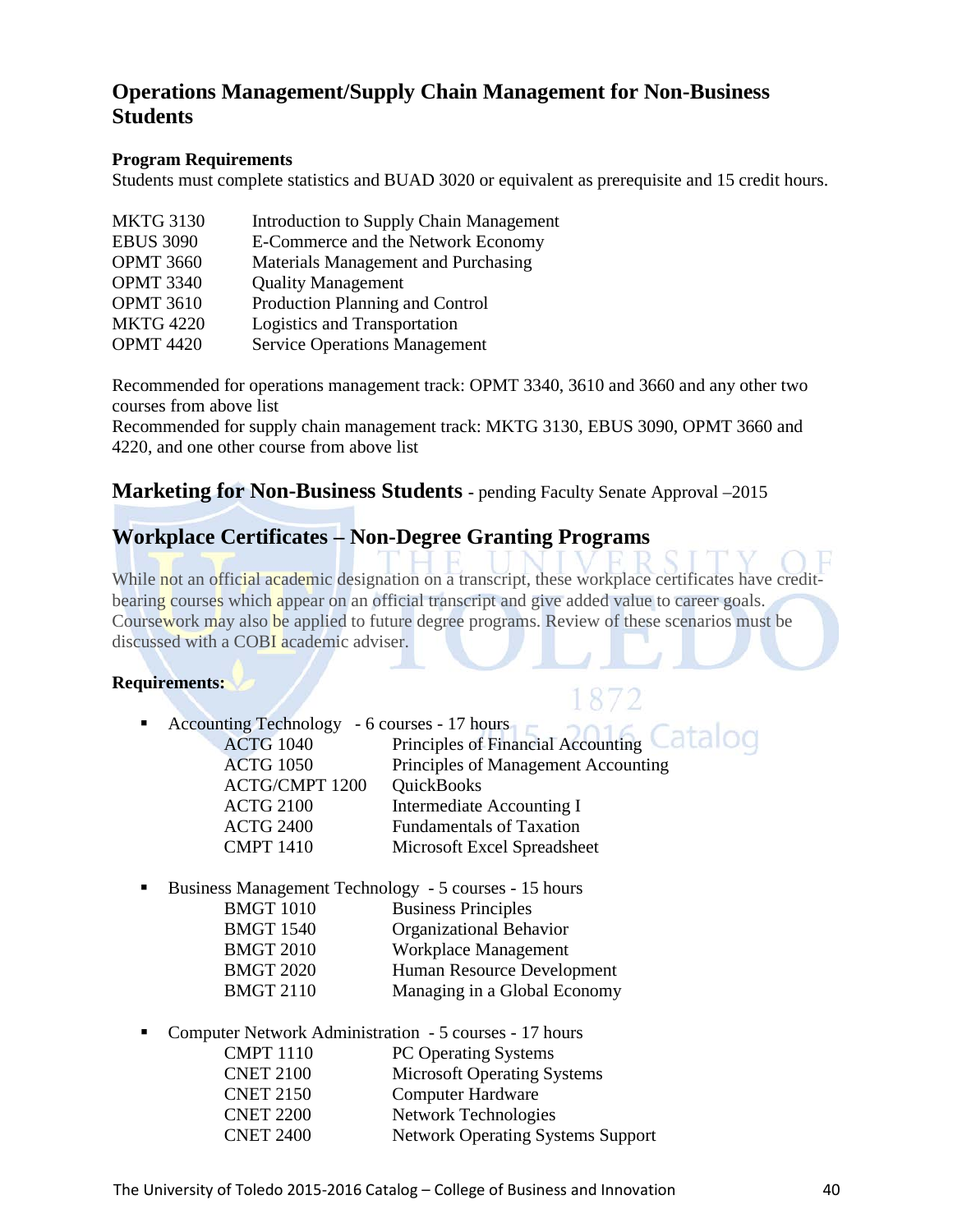## Operations Management/Supply Chain Management for Non-Business Students

**Program Requirements**

Students must complete statistics and BUAD 3020 or equivalent as prerequisite and 15 credit hours.

| | |
|---|---|
| MKTG 3130 | Introduction to Supply Chain Management |
| EBUS 3090 | E-Commerce and the Network Economy |
| OPMT 3660 | Materials Management and Purchasing |
| OPMT 3340 | Quality Management |
| OPMT 3610 | Production Planning and Control |
| MKTG 4220 | Logistics and Transportation |
| OPMT 4420 | Service Operations Management |

Recommended for operations management track: OPMT 3340, 3610 and 3660 and any other two courses from above list

Recommended for supply chain management track: MKTG 3130, EBUS 3090, OPMT 3660 and 4220, and one other course from above list

## Marketing for Non-Business Students - pending Faculty Senate Approval –2015

## Workplace Certificates – Non-Degree Granting Programs

While not an official academic designation on a transcript, these workplace certificates have credit-bearing courses which appear on an official transcript and give added value to career goals. Coursework may also be applied to future degree programs. Review of these scenarios must be discussed with a COBI academic adviser.

**Requirements:**

- Accounting Technology - 6 courses - 17 hours

| | |
|---|---|
| ACTG 1040 | Principles of Financial Accounting |
| ACTG 1050 | Principles of Management Accounting |
| ACTG/CMPT 1200 | QuickBooks |
| ACTG 2100 | Intermediate Accounting I |
| ACTG 2400 | Fundamentals of Taxation |
| CMPT 1410 | Microsoft Excel Spreadsheet |

- Business Management Technology - 5 courses - 15 hours

| | |
|---|---|
| BMGT 1010 | Business Principles |
| BMGT 1540 | Organizational Behavior |
| BMGT 2010 | Workplace Management |
| BMGT 2020 | Human Resource Development |
| BMGT 2110 | Managing in a Global Economy |

- Computer Network Administration - 5 courses - 17 hours

| | |
|---|---|
| CMPT 1110 | PC Operating Systems |
| CNET 2100 | Microsoft Operating Systems |
| CNET 2150 | Computer Hardware |
| CNET 2200 | Network Technologies |
| CNET 2400 | Network Operating Systems Support |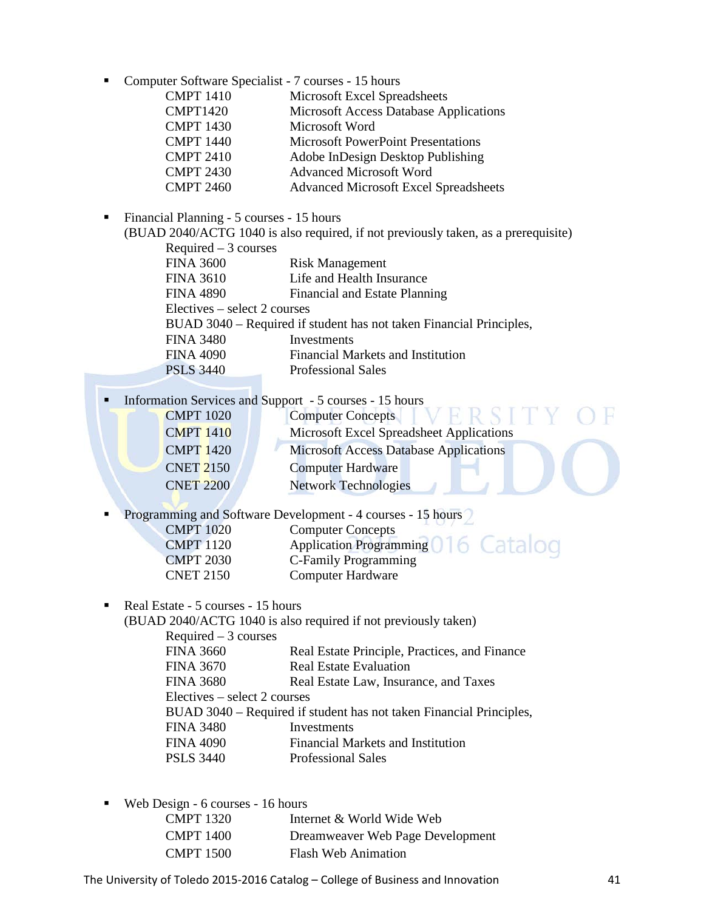- Computer Software Specialist - 7 courses - 15 hours

| | |
|---|---|
| CMPT 1410 | Microsoft Excel Spreadsheets |
| CMPT1420 | Microsoft Access Database Applications |
| CMPT 1430 | Microsoft Word |
| CMPT 1440 | Microsoft PowerPoint Presentations |
| CMPT 2410 | Adobe InDesign Desktop Publishing |
| CMPT 2430 | Advanced Microsoft Word |
| CMPT 2460 | Advanced Microsoft Excel Spreadsheets |

- Financial Planning - 5 courses - 15 hours
  (BUAD 2040/ACTG 1040 is also required, if not previously taken, as a prerequisite)

  Required – 3 courses

| | |
|---|---|
| FINA 3600 | Risk Management |
| FINA 3610 | Life and Health Insurance |
| FINA 4890 | Financial and Estate Planning |

  Electives – select 2 courses

  BUAD 3040 – Required if student has not taken Financial Principles,

| | |
|---|---|
| FINA 3480 | Investments |
| FINA 4090 | Financial Markets and Institution |
| PSLS 3440 | Professional Sales |

- Information Services and Support - 5 courses - 15 hours

| | |
|---|---|
| CMPT 1020 | Computer Concepts |
| CMPT 1410 | Microsoft Excel Spreadsheet Applications |
| CMPT 1420 | Microsoft Access Database Applications |
| CNET 2150 | Computer Hardware |
| CNET 2200 | Network Technologies |

- Programming and Software Development - 4 courses - 15 hours

| | |
|---|---|
| CMPT 1020 | Computer Concepts |
| CMPT 1120 | Application Programming |
| CMPT 2030 | C-Family Programming |
| CNET 2150 | Computer Hardware |

- Real Estate - 5 courses - 15 hours
  (BUAD 2040/ACTG 1040 is also required if not previously taken)

  Required – 3 courses

| | |
|---|---|
| FINA 3660 | Real Estate Principle, Practices, and Finance |
| FINA 3670 | Real Estate Evaluation |
| FINA 3680 | Real Estate Law, Insurance, and Taxes |

  Electives – select 2 courses

  BUAD 3040 – Required if student has not taken Financial Principles,

| | |
|---|---|
| FINA 3480 | Investments |
| FINA 4090 | Financial Markets and Institution |
| PSLS 3440 | Professional Sales |

- Web Design - 6 courses - 16 hours

| | |
|---|---|
| CMPT 1320 | Internet & World Wide Web |
| CMPT 1400 | Dreamweaver Web Page Development |
| CMPT 1500 | Flash Web Animation |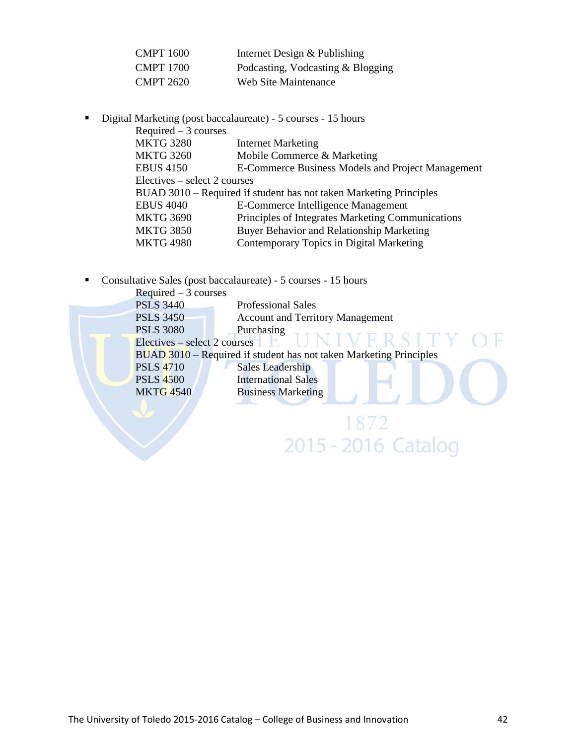| | |
|---|---|
| CMPT 1600 | Internet Design & Publishing |
| CMPT 1700 | Podcasting, Vodcasting & Blogging |
| CMPT 2620 | Web Site Maintenance |

- Digital Marketing (post baccalaureate) - 5 courses - 15 hours

  Required – 3 courses

  | | |
  |---|---|
  | MKTG 3280 | Internet Marketing |
  | MKTG 3260 | Mobile Commerce & Marketing |
  | EBUS 4150 | E-Commerce Business Models and Project Management |

  Electives – select 2 courses

  BUAD 3010 – Required if student has not taken Marketing Principles

  | | |
  |---|---|
  | EBUS 4040 | E-Commerce Intelligence Management |
  | MKTG 3690 | Principles of Integrates Marketing Communications |
  | MKTG 3850 | Buyer Behavior and Relationship Marketing |
  | MKTG 4980 | Contemporary Topics in Digital Marketing |

- Consultative Sales (post baccalaureate) - 5 courses - 15 hours

  Required – 3 courses

  | | |
  |---|---|
  | PSLS 3440 | Professional Sales |
  | PSLS 3450 | Account and Territory Management |
  | PSLS 3080 | Purchasing |

  Electives – select 2 courses

  BUAD 3010 – Required if student has not taken Marketing Principles

  | | |
  |---|---|
  | PSLS 4710 | Sales Leadership |
  | PSLS 4500 | International Sales |
  | MKTG 4540 | Business Marketing |